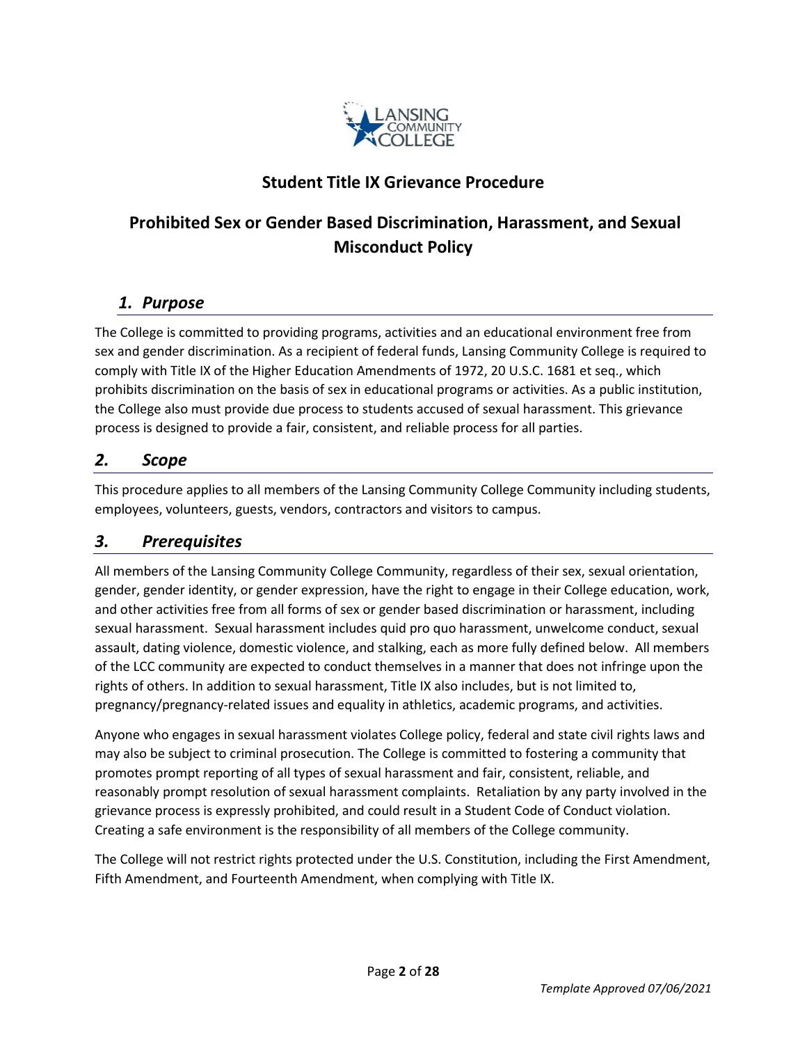## Student Title IX Grievance Procedure

## Prohibited Sex or Gender Based Discrimination, Harassment, and Sexual Misconduct Policy

### *1. Purpose*

The College is committed to providing programs, activities and an educational environment free from sex and gender discrimination. As a recipient of federal funds, Lansing Community College is required to comply with Title IX of the Higher Education Amendments of 1972, 20 U.S.C. 1681 et seq., which prohibits discrimination on the basis of sex in educational programs or activities. As a public institution, the College also must provide due process to students accused of sexual harassment. This grievance process is designed to provide a fair, consistent, and reliable process for all parties.

### *2. Scope*

This procedure applies to all members of the Lansing Community College Community including students, employees, volunteers, guests, vendors, contractors and visitors to campus.

### *3. Prerequisites*

All members of the Lansing Community College Community, regardless of their sex, sexual orientation, gender, gender identity, or gender expression, have the right to engage in their College education, work, and other activities free from all forms of sex or gender based discrimination or harassment, including sexual harassment. Sexual harassment includes quid pro quo harassment, unwelcome conduct, sexual assault, dating violence, domestic violence, and stalking, each as more fully defined below. All members of the LCC community are expected to conduct themselves in a manner that does not infringe upon the rights of others. In addition to sexual harassment, Title IX also includes, but is not limited to, pregnancy/pregnancy-related issues and equality in athletics, academic programs, and activities.

Anyone who engages in sexual harassment violates College policy, federal and state civil rights laws and may also be subject to criminal prosecution. The College is committed to fostering a community that promotes prompt reporting of all types of sexual harassment and fair, consistent, reliable, and reasonably prompt resolution of sexual harassment complaints. Retaliation by any party involved in the grievance process is expressly prohibited, and could result in a Student Code of Conduct violation. Creating a safe environment is the responsibility of all members of the College community.

The College will not restrict rights protected under the U.S. Constitution, including the First Amendment, Fifth Amendment, and Fourteenth Amendment, when complying with Title IX.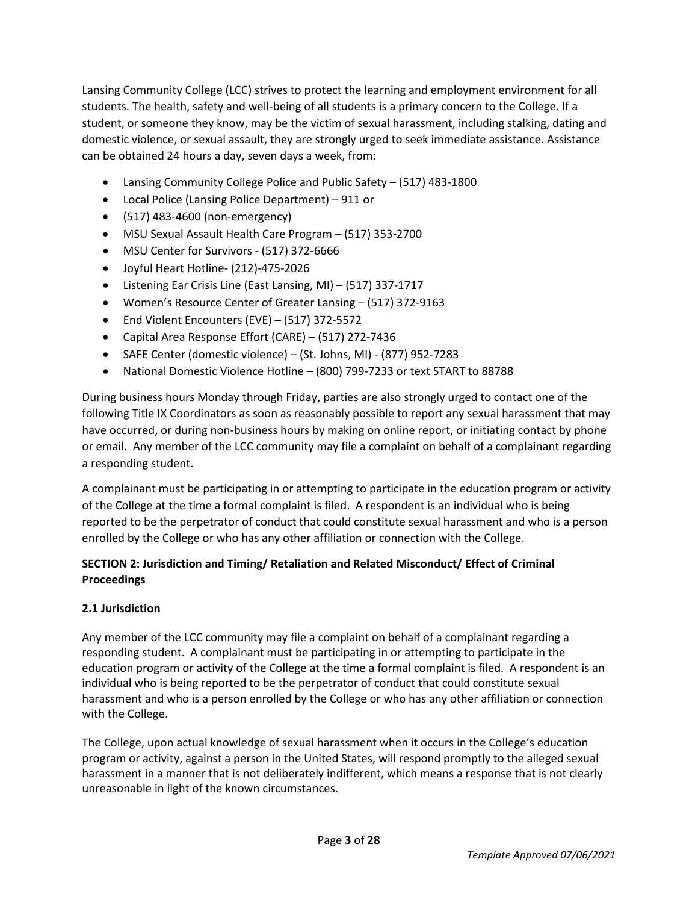Lansing Community College (LCC) strives to protect the learning and employment environment for all students. The health, safety and well-being of all students is a primary concern to the College. If a student, or someone they know, may be the victim of sexual harassment, including stalking, dating and domestic violence, or sexual assault, they are strongly urged to seek immediate assistance. Assistance can be obtained 24 hours a day, seven days a week, from:

- Lansing Community College Police and Public Safety – (517) 483-1800
- Local Police (Lansing Police Department) – 911 or
- (517) 483-4600 (non-emergency)
- MSU Sexual Assault Health Care Program – (517) 353-2700
- MSU Center for Survivors - (517) 372-6666
- Joyful Heart Hotline- (212)-475-2026
- Listening Ear Crisis Line (East Lansing, MI) – (517) 337-1717
- Women's Resource Center of Greater Lansing – (517) 372-9163
- End Violent Encounters (EVE) – (517) 372-5572
- Capital Area Response Effort (CARE) – (517) 272-7436
- SAFE Center (domestic violence) – (St. Johns, MI) - (877) 952-7283
- National Domestic Violence Hotline – (800) 799-7233 or text START to 88788

During business hours Monday through Friday, parties are also strongly urged to contact one of the following Title IX Coordinators as soon as reasonably possible to report any sexual harassment that may have occurred, or during non-business hours by making on online report, or initiating contact by phone or email. Any member of the LCC community may file a complaint on behalf of a complainant regarding a responding student.

A complainant must be participating in or attempting to participate in the education program or activity of the College at the time a formal complaint is filed. A respondent is an individual who is being reported to be the perpetrator of conduct that could constitute sexual harassment and who is a person enrolled by the College or who has any other affiliation or connection with the College.

## SECTION 2: Jurisdiction and Timing/ Retaliation and Related Misconduct/ Effect of Criminal Proceedings

### 2.1 Jurisdiction

Any member of the LCC community may file a complaint on behalf of a complainant regarding a responding student. A complainant must be participating in or attempting to participate in the education program or activity of the College at the time a formal complaint is filed. A respondent is an individual who is being reported to be the perpetrator of conduct that could constitute sexual harassment and who is a person enrolled by the College or who has any other affiliation or connection with the College.

The College, upon actual knowledge of sexual harassment when it occurs in the College's education program or activity, against a person in the United States, will respond promptly to the alleged sexual harassment in a manner that is not deliberately indifferent, which means a response that is not clearly unreasonable in light of the known circumstances.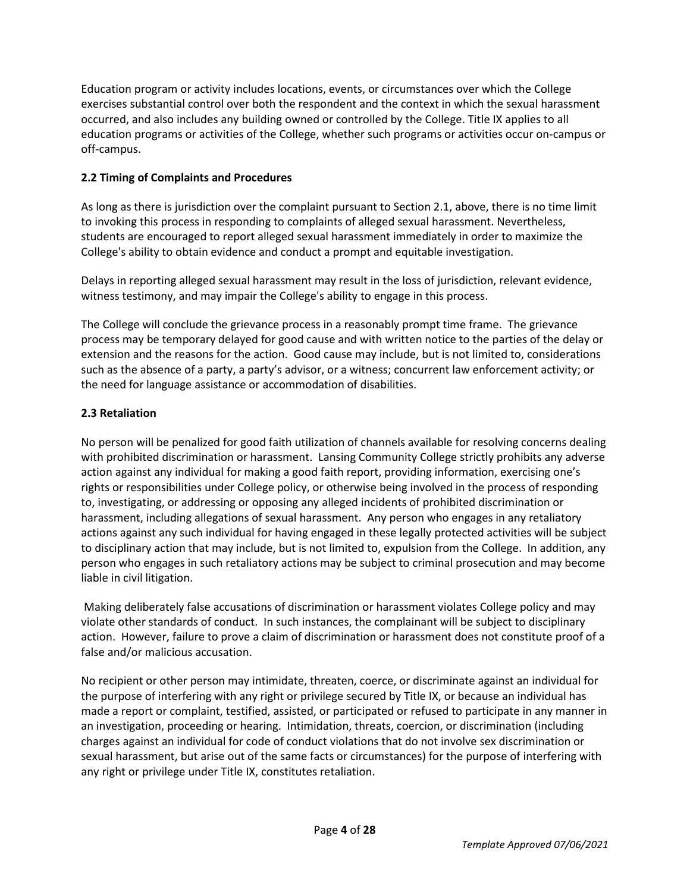Education program or activity includes locations, events, or circumstances over which the College exercises substantial control over both the respondent and the context in which the sexual harassment occurred, and also includes any building owned or controlled by the College. Title IX applies to all education programs or activities of the College, whether such programs or activities occur on-campus or off-campus.

### 2.2 Timing of Complaints and Procedures

As long as there is jurisdiction over the complaint pursuant to Section 2.1, above, there is no time limit to invoking this process in responding to complaints of alleged sexual harassment. Nevertheless, students are encouraged to report alleged sexual harassment immediately in order to maximize the College's ability to obtain evidence and conduct a prompt and equitable investigation.

Delays in reporting alleged sexual harassment may result in the loss of jurisdiction, relevant evidence, witness testimony, and may impair the College's ability to engage in this process.

The College will conclude the grievance process in a reasonably prompt time frame. The grievance process may be temporary delayed for good cause and with written notice to the parties of the delay or extension and the reasons for the action. Good cause may include, but is not limited to, considerations such as the absence of a party, a party's advisor, or a witness; concurrent law enforcement activity; or the need for language assistance or accommodation of disabilities.

### 2.3 Retaliation

No person will be penalized for good faith utilization of channels available for resolving concerns dealing with prohibited discrimination or harassment. Lansing Community College strictly prohibits any adverse action against any individual for making a good faith report, providing information, exercising one's rights or responsibilities under College policy, or otherwise being involved in the process of responding to, investigating, or addressing or opposing any alleged incidents of prohibited discrimination or harassment, including allegations of sexual harassment. Any person who engages in any retaliatory actions against any such individual for having engaged in these legally protected activities will be subject to disciplinary action that may include, but is not limited to, expulsion from the College. In addition, any person who engages in such retaliatory actions may be subject to criminal prosecution and may become liable in civil litigation.

Making deliberately false accusations of discrimination or harassment violates College policy and may violate other standards of conduct. In such instances, the complainant will be subject to disciplinary action. However, failure to prove a claim of discrimination or harassment does not constitute proof of a false and/or malicious accusation.

No recipient or other person may intimidate, threaten, coerce, or discriminate against an individual for the purpose of interfering with any right or privilege secured by Title IX, or because an individual has made a report or complaint, testified, assisted, or participated or refused to participate in any manner in an investigation, proceeding or hearing. Intimidation, threats, coercion, or discrimination (including charges against an individual for code of conduct violations that do not involve sex discrimination or sexual harassment, but arise out of the same facts or circumstances) for the purpose of interfering with any right or privilege under Title IX, constitutes retaliation.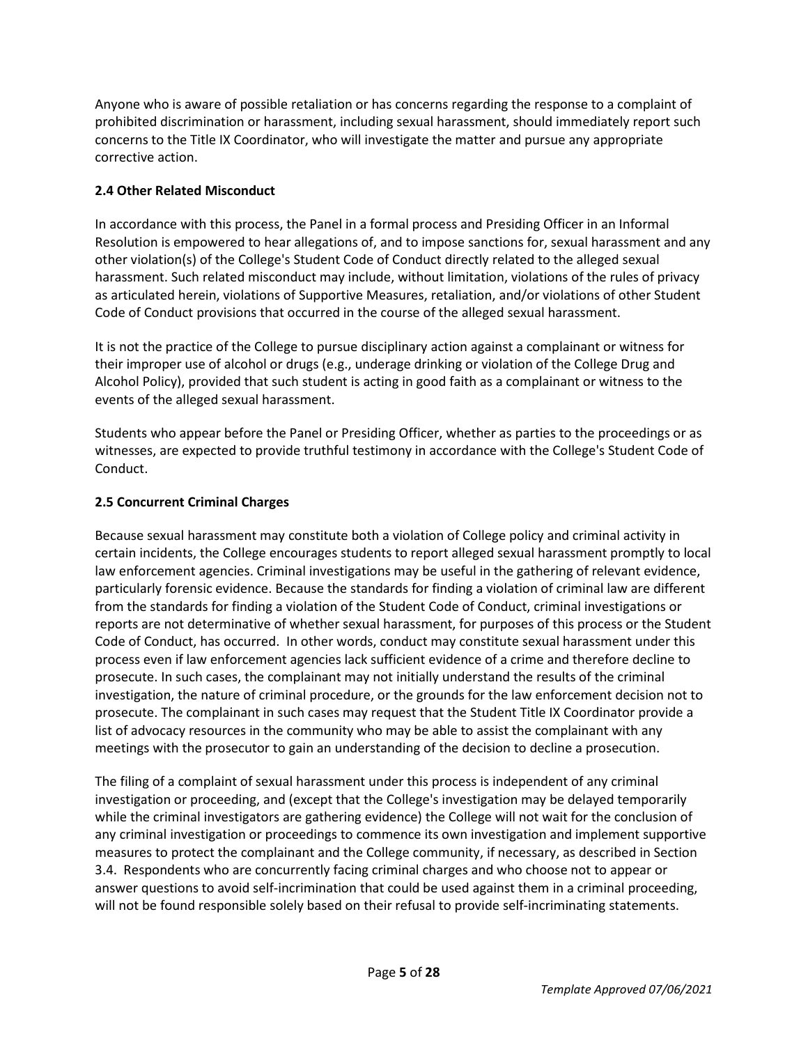Anyone who is aware of possible retaliation or has concerns regarding the response to a complaint of prohibited discrimination or harassment, including sexual harassment, should immediately report such concerns to the Title IX Coordinator, who will investigate the matter and pursue any appropriate corrective action.

### 2.4 Other Related Misconduct

In accordance with this process, the Panel in a formal process and Presiding Officer in an Informal Resolution is empowered to hear allegations of, and to impose sanctions for, sexual harassment and any other violation(s) of the College's Student Code of Conduct directly related to the alleged sexual harassment. Such related misconduct may include, without limitation, violations of the rules of privacy as articulated herein, violations of Supportive Measures, retaliation, and/or violations of other Student Code of Conduct provisions that occurred in the course of the alleged sexual harassment.

It is not the practice of the College to pursue disciplinary action against a complainant or witness for their improper use of alcohol or drugs (e.g., underage drinking or violation of the College Drug and Alcohol Policy), provided that such student is acting in good faith as a complainant or witness to the events of the alleged sexual harassment.

Students who appear before the Panel or Presiding Officer, whether as parties to the proceedings or as witnesses, are expected to provide truthful testimony in accordance with the College's Student Code of Conduct.

### 2.5 Concurrent Criminal Charges

Because sexual harassment may constitute both a violation of College policy and criminal activity in certain incidents, the College encourages students to report alleged sexual harassment promptly to local law enforcement agencies. Criminal investigations may be useful in the gathering of relevant evidence, particularly forensic evidence. Because the standards for finding a violation of criminal law are different from the standards for finding a violation of the Student Code of Conduct, criminal investigations or reports are not determinative of whether sexual harassment, for purposes of this process or the Student Code of Conduct, has occurred. In other words, conduct may constitute sexual harassment under this process even if law enforcement agencies lack sufficient evidence of a crime and therefore decline to prosecute. In such cases, the complainant may not initially understand the results of the criminal investigation, the nature of criminal procedure, or the grounds for the law enforcement decision not to prosecute. The complainant in such cases may request that the Student Title IX Coordinator provide a list of advocacy resources in the community who may be able to assist the complainant with any meetings with the prosecutor to gain an understanding of the decision to decline a prosecution.

The filing of a complaint of sexual harassment under this process is independent of any criminal investigation or proceeding, and (except that the College's investigation may be delayed temporarily while the criminal investigators are gathering evidence) the College will not wait for the conclusion of any criminal investigation or proceedings to commence its own investigation and implement supportive measures to protect the complainant and the College community, if necessary, as described in Section 3.4. Respondents who are concurrently facing criminal charges and who choose not to appear or answer questions to avoid self-incrimination that could be used against them in a criminal proceeding, will not be found responsible solely based on their refusal to provide self-incriminating statements.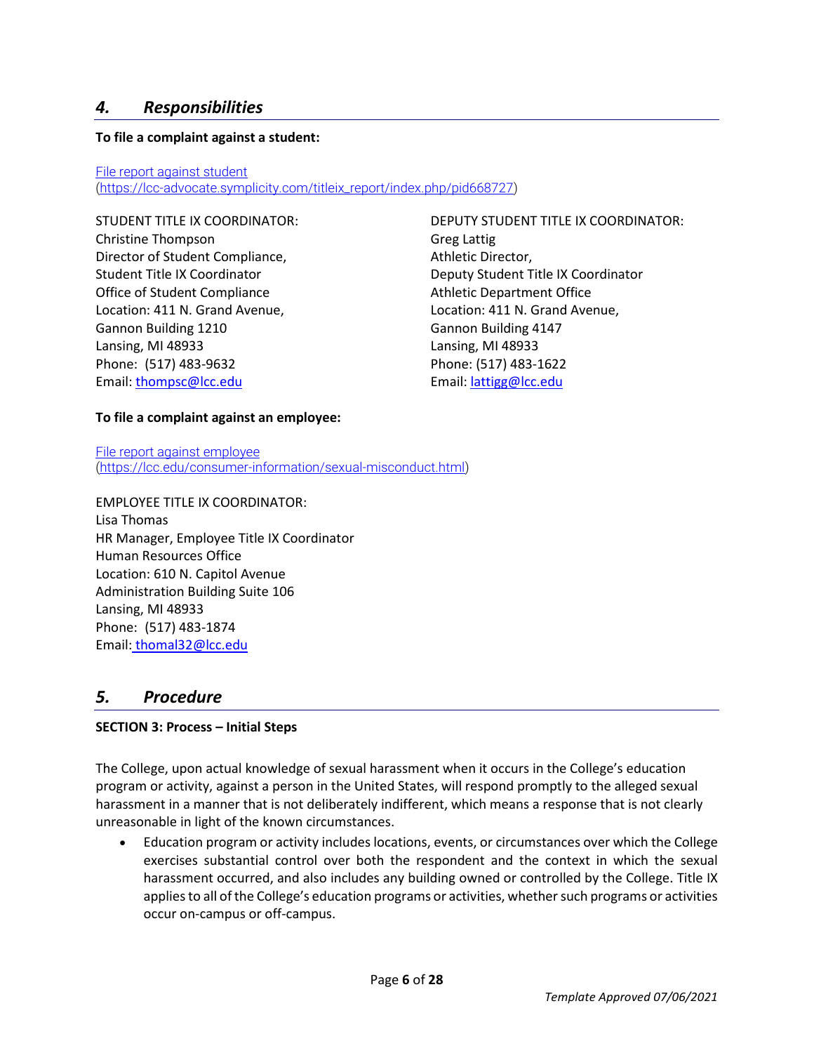## *4. Responsibilities*

**To file a complaint against a student:**

[File report against student](https://lcc-advocate.symplicity.com/titleix_report/index.php/pid668727)
(https://lcc-advocate.symplicity.com/titleix_report/index.php/pid668727)

STUDENT TITLE IX COORDINATOR:
Christine Thompson
Director of Student Compliance,
Student Title IX Coordinator
Office of Student Compliance
Location: 411 N. Grand Avenue,
Gannon Building 1210
Lansing, MI 48933
Phone: (517) 483-9632
Email: thompsc@lcc.edu

DEPUTY STUDENT TITLE IX COORDINATOR:
Greg Lattig
Athletic Director,
Deputy Student Title IX Coordinator
Athletic Department Office
Location: 411 N. Grand Avenue,
Gannon Building 4147
Lansing, MI 48933
Phone: (517) 483-1622
Email: lattigg@lcc.edu

**To file a complaint against an employee:**

[File report against employee](https://lcc.edu/consumer-information/sexual-misconduct.html)
(https://lcc.edu/consumer-information/sexual-misconduct.html)

EMPLOYEE TITLE IX COORDINATOR:
Lisa Thomas
HR Manager, Employee Title IX Coordinator
Human Resources Office
Location: 610 N. Capitol Avenue
Administration Building Suite 106
Lansing, MI 48933
Phone: (517) 483-1874
Email: thomal32@lcc.edu

## *5. Procedure*

**SECTION 3: Process – Initial Steps**

The College, upon actual knowledge of sexual harassment when it occurs in the College's education program or activity, against a person in the United States, will respond promptly to the alleged sexual harassment in a manner that is not deliberately indifferent, which means a response that is not clearly unreasonable in light of the known circumstances.

- Education program or activity includes locations, events, or circumstances over which the College exercises substantial control over both the respondent and the context in which the sexual harassment occurred, and also includes any building owned or controlled by the College. Title IX applies to all of the College's education programs or activities, whether such programs or activities occur on-campus or off-campus.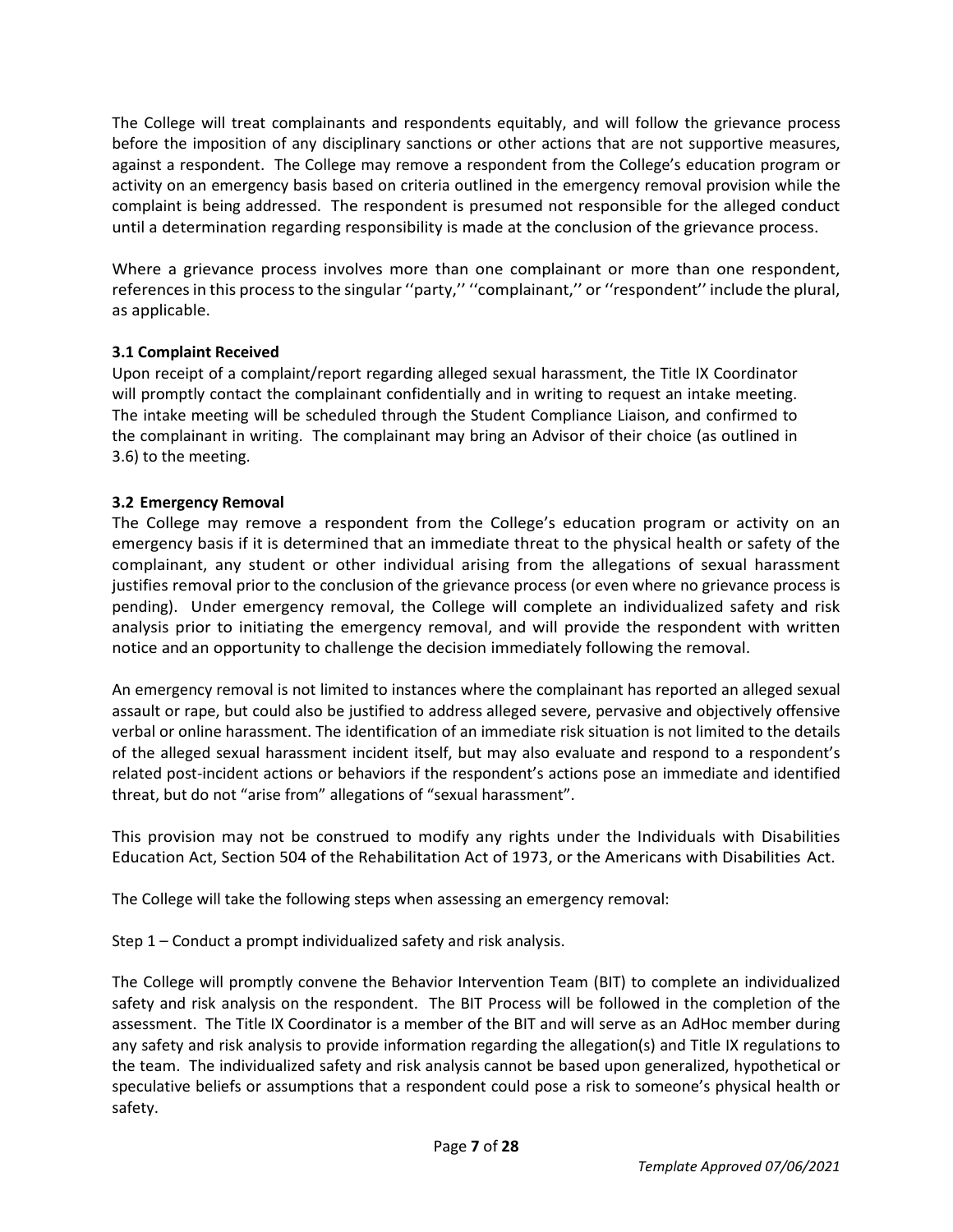The College will treat complainants and respondents equitably, and will follow the grievance process before the imposition of any disciplinary sanctions or other actions that are not supportive measures, against a respondent. The College may remove a respondent from the College's education program or activity on an emergency basis based on criteria outlined in the emergency removal provision while the complaint is being addressed. The respondent is presumed not responsible for the alleged conduct until a determination regarding responsibility is made at the conclusion of the grievance process.

Where a grievance process involves more than one complainant or more than one respondent, references in this process to the singular ''party,'' ''complainant,'' or ''respondent'' include the plural, as applicable.

### 3.1 Complaint Received

Upon receipt of a complaint/report regarding alleged sexual harassment, the Title IX Coordinator will promptly contact the complainant confidentially and in writing to request an intake meeting. The intake meeting will be scheduled through the Student Compliance Liaison, and confirmed to the complainant in writing. The complainant may bring an Advisor of their choice (as outlined in 3.6) to the meeting.

### 3.2 Emergency Removal

The College may remove a respondent from the College's education program or activity on an emergency basis if it is determined that an immediate threat to the physical health or safety of the complainant, any student or other individual arising from the allegations of sexual harassment justifies removal prior to the conclusion of the grievance process (or even where no grievance process is pending). Under emergency removal, the College will complete an individualized safety and risk analysis prior to initiating the emergency removal, and will provide the respondent with written notice and an opportunity to challenge the decision immediately following the removal.

An emergency removal is not limited to instances where the complainant has reported an alleged sexual assault or rape, but could also be justified to address alleged severe, pervasive and objectively offensive verbal or online harassment. The identification of an immediate risk situation is not limited to the details of the alleged sexual harassment incident itself, but may also evaluate and respond to a respondent's related post-incident actions or behaviors if the respondent's actions pose an immediate and identified threat, but do not "arise from" allegations of "sexual harassment".

This provision may not be construed to modify any rights under the Individuals with Disabilities Education Act, Section 504 of the Rehabilitation Act of 1973, or the Americans with Disabilities Act.

The College will take the following steps when assessing an emergency removal:

Step 1 – Conduct a prompt individualized safety and risk analysis.

The College will promptly convene the Behavior Intervention Team (BIT) to complete an individualized safety and risk analysis on the respondent. The BIT Process will be followed in the completion of the assessment. The Title IX Coordinator is a member of the BIT and will serve as an AdHoc member during any safety and risk analysis to provide information regarding the allegation(s) and Title IX regulations to the team. The individualized safety and risk analysis cannot be based upon generalized, hypothetical or speculative beliefs or assumptions that a respondent could pose a risk to someone's physical health or safety.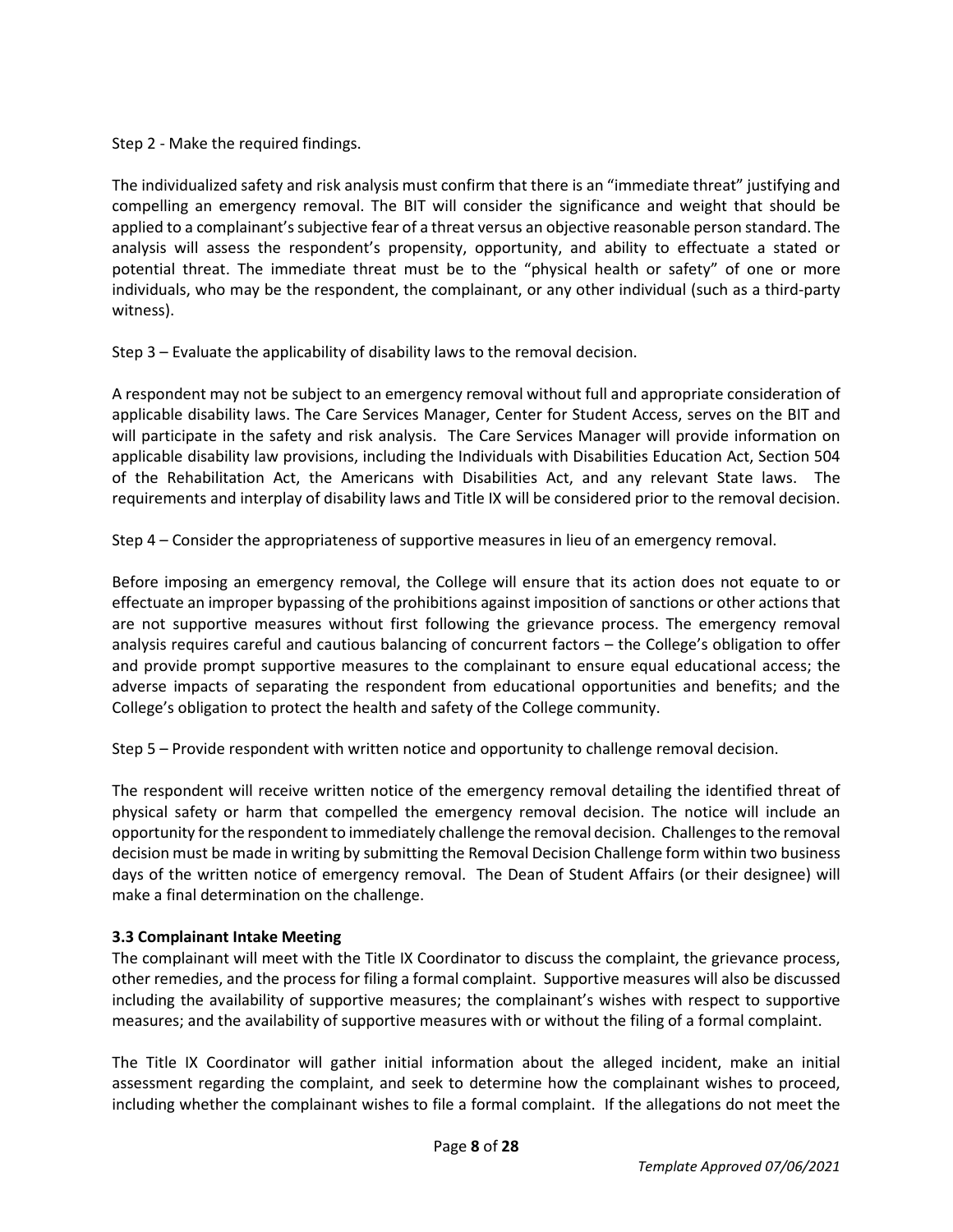Step 2 - Make the required findings.

The individualized safety and risk analysis must confirm that there is an "immediate threat" justifying and compelling an emergency removal. The BIT will consider the significance and weight that should be applied to a complainant's subjective fear of a threat versus an objective reasonable person standard. The analysis will assess the respondent's propensity, opportunity, and ability to effectuate a stated or potential threat. The immediate threat must be to the "physical health or safety" of one or more individuals, who may be the respondent, the complainant, or any other individual (such as a third-party witness).

Step 3 – Evaluate the applicability of disability laws to the removal decision.

A respondent may not be subject to an emergency removal without full and appropriate consideration of applicable disability laws. The Care Services Manager, Center for Student Access, serves on the BIT and will participate in the safety and risk analysis. The Care Services Manager will provide information on applicable disability law provisions, including the Individuals with Disabilities Education Act, Section 504 of the Rehabilitation Act, the Americans with Disabilities Act, and any relevant State laws. The requirements and interplay of disability laws and Title IX will be considered prior to the removal decision.

Step 4 – Consider the appropriateness of supportive measures in lieu of an emergency removal.

Before imposing an emergency removal, the College will ensure that its action does not equate to or effectuate an improper bypassing of the prohibitions against imposition of sanctions or other actions that are not supportive measures without first following the grievance process. The emergency removal analysis requires careful and cautious balancing of concurrent factors – the College's obligation to offer and provide prompt supportive measures to the complainant to ensure equal educational access; the adverse impacts of separating the respondent from educational opportunities and benefits; and the College's obligation to protect the health and safety of the College community.

Step 5 – Provide respondent with written notice and opportunity to challenge removal decision.

The respondent will receive written notice of the emergency removal detailing the identified threat of physical safety or harm that compelled the emergency removal decision. The notice will include an opportunity for the respondent to immediately challenge the removal decision. Challenges to the removal decision must be made in writing by submitting the Removal Decision Challenge form within two business days of the written notice of emergency removal. The Dean of Student Affairs (or their designee) will make a final determination on the challenge.

### 3.3 Complainant Intake Meeting

The complainant will meet with the Title IX Coordinator to discuss the complaint, the grievance process, other remedies, and the process for filing a formal complaint. Supportive measures will also be discussed including the availability of supportive measures; the complainant's wishes with respect to supportive measures; and the availability of supportive measures with or without the filing of a formal complaint.

The Title IX Coordinator will gather initial information about the alleged incident, make an initial assessment regarding the complaint, and seek to determine how the complainant wishes to proceed, including whether the complainant wishes to file a formal complaint. If the allegations do not meet the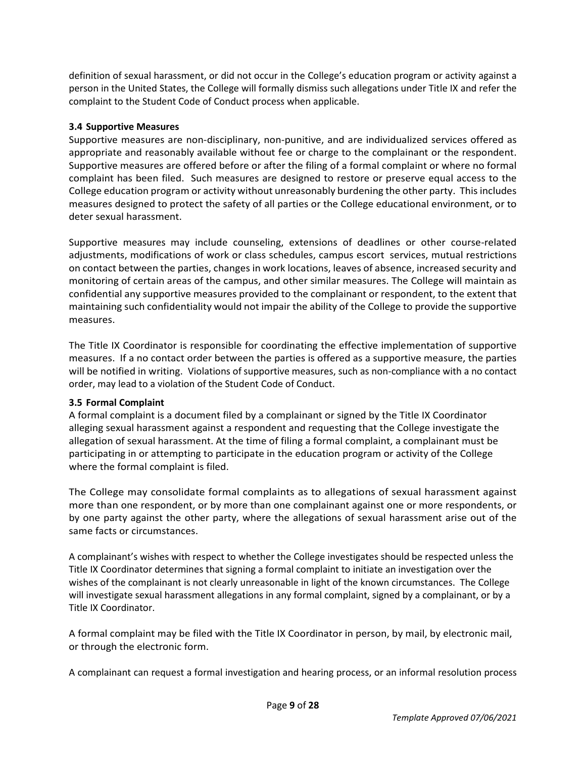definition of sexual harassment, or did not occur in the College's education program or activity against a person in the United States, the College will formally dismiss such allegations under Title IX and refer the complaint to the Student Code of Conduct process when applicable.

### 3.4 Supportive Measures

Supportive measures are non-disciplinary, non-punitive, and are individualized services offered as appropriate and reasonably available without fee or charge to the complainant or the respondent. Supportive measures are offered before or after the filing of a formal complaint or where no formal complaint has been filed. Such measures are designed to restore or preserve equal access to the College education program or activity without unreasonably burdening the other party. This includes measures designed to protect the safety of all parties or the College educational environment, or to deter sexual harassment.

Supportive measures may include counseling, extensions of deadlines or other course-related adjustments, modifications of work or class schedules, campus escort services, mutual restrictions on contact between the parties, changes in work locations, leaves of absence, increased security and monitoring of certain areas of the campus, and other similar measures. The College will maintain as confidential any supportive measures provided to the complainant or respondent, to the extent that maintaining such confidentiality would not impair the ability of the College to provide the supportive measures.

The Title IX Coordinator is responsible for coordinating the effective implementation of supportive measures. If a no contact order between the parties is offered as a supportive measure, the parties will be notified in writing. Violations of supportive measures, such as non-compliance with a no contact order, may lead to a violation of the Student Code of Conduct.

### 3.5 Formal Complaint

A formal complaint is a document filed by a complainant or signed by the Title IX Coordinator alleging sexual harassment against a respondent and requesting that the College investigate the allegation of sexual harassment. At the time of filing a formal complaint, a complainant must be participating in or attempting to participate in the education program or activity of the College where the formal complaint is filed.

The College may consolidate formal complaints as to allegations of sexual harassment against more than one respondent, or by more than one complainant against one or more respondents, or by one party against the other party, where the allegations of sexual harassment arise out of the same facts or circumstances.

A complainant's wishes with respect to whether the College investigates should be respected unless the Title IX Coordinator determines that signing a formal complaint to initiate an investigation over the wishes of the complainant is not clearly unreasonable in light of the known circumstances. The College will investigate sexual harassment allegations in any formal complaint, signed by a complainant, or by a Title IX Coordinator.

A formal complaint may be filed with the Title IX Coordinator in person, by mail, by electronic mail, or through the electronic form.

A complainant can request a formal investigation and hearing process, or an informal resolution process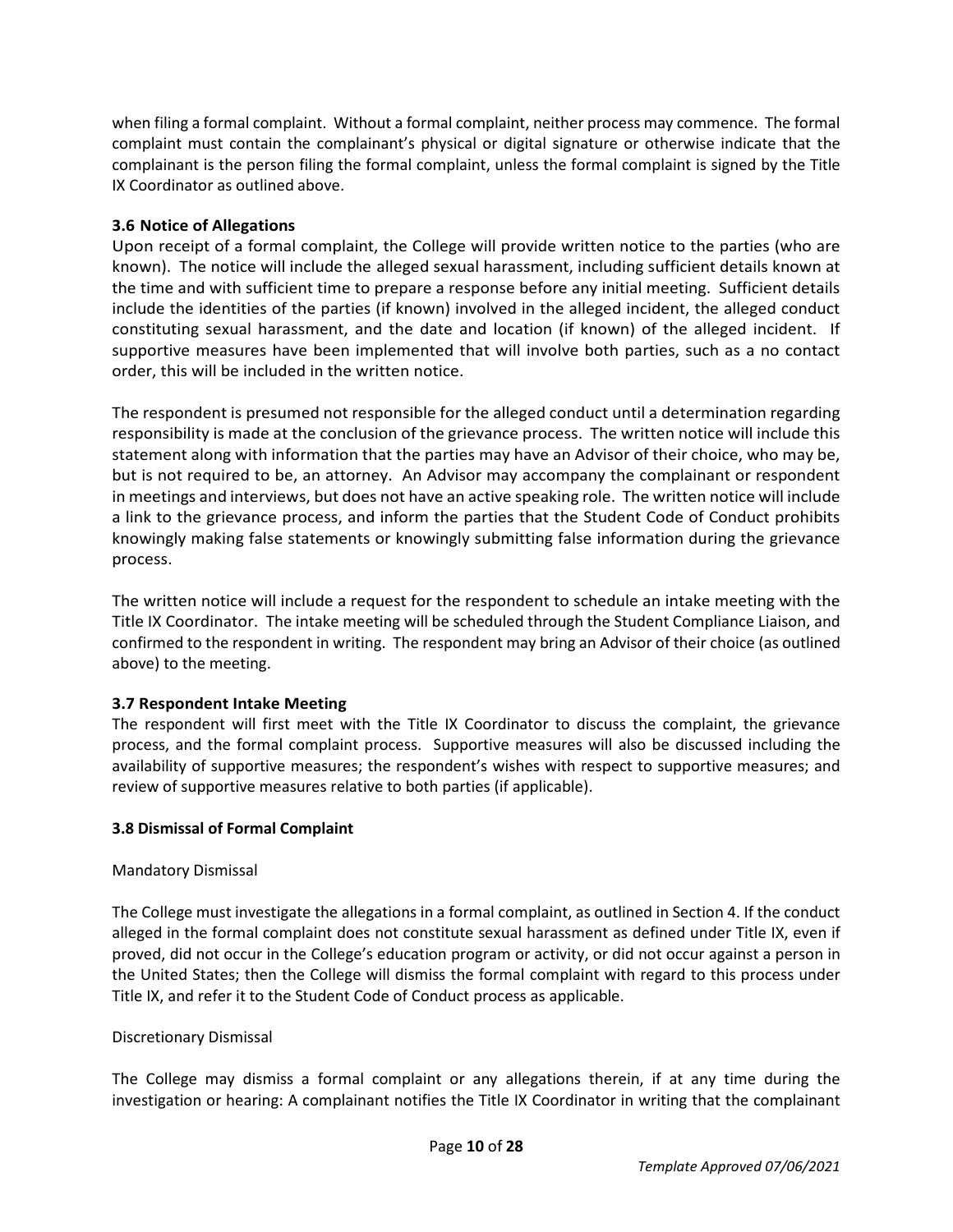when filing a formal complaint. Without a formal complaint, neither process may commence. The formal complaint must contain the complainant's physical or digital signature or otherwise indicate that the complainant is the person filing the formal complaint, unless the formal complaint is signed by the Title IX Coordinator as outlined above.

### 3.6 Notice of Allegations

Upon receipt of a formal complaint, the College will provide written notice to the parties (who are known). The notice will include the alleged sexual harassment, including sufficient details known at the time and with sufficient time to prepare a response before any initial meeting. Sufficient details include the identities of the parties (if known) involved in the alleged incident, the alleged conduct constituting sexual harassment, and the date and location (if known) of the alleged incident. If supportive measures have been implemented that will involve both parties, such as a no contact order, this will be included in the written notice.

The respondent is presumed not responsible for the alleged conduct until a determination regarding responsibility is made at the conclusion of the grievance process. The written notice will include this statement along with information that the parties may have an Advisor of their choice, who may be, but is not required to be, an attorney. An Advisor may accompany the complainant or respondent in meetings and interviews, but does not have an active speaking role. The written notice will include a link to the grievance process, and inform the parties that the Student Code of Conduct prohibits knowingly making false statements or knowingly submitting false information during the grievance process.

The written notice will include a request for the respondent to schedule an intake meeting with the Title IX Coordinator. The intake meeting will be scheduled through the Student Compliance Liaison, and confirmed to the respondent in writing. The respondent may bring an Advisor of their choice (as outlined above) to the meeting.

### 3.7 Respondent Intake Meeting

The respondent will first meet with the Title IX Coordinator to discuss the complaint, the grievance process, and the formal complaint process. Supportive measures will also be discussed including the availability of supportive measures; the respondent's wishes with respect to supportive measures; and review of supportive measures relative to both parties (if applicable).

### 3.8 Dismissal of Formal Complaint

Mandatory Dismissal

The College must investigate the allegations in a formal complaint, as outlined in Section 4. If the conduct alleged in the formal complaint does not constitute sexual harassment as defined under Title IX, even if proved, did not occur in the College's education program or activity, or did not occur against a person in the United States; then the College will dismiss the formal complaint with regard to this process under Title IX, and refer it to the Student Code of Conduct process as applicable.

Discretionary Dismissal

The College may dismiss a formal complaint or any allegations therein, if at any time during the investigation or hearing: A complainant notifies the Title IX Coordinator in writing that the complainant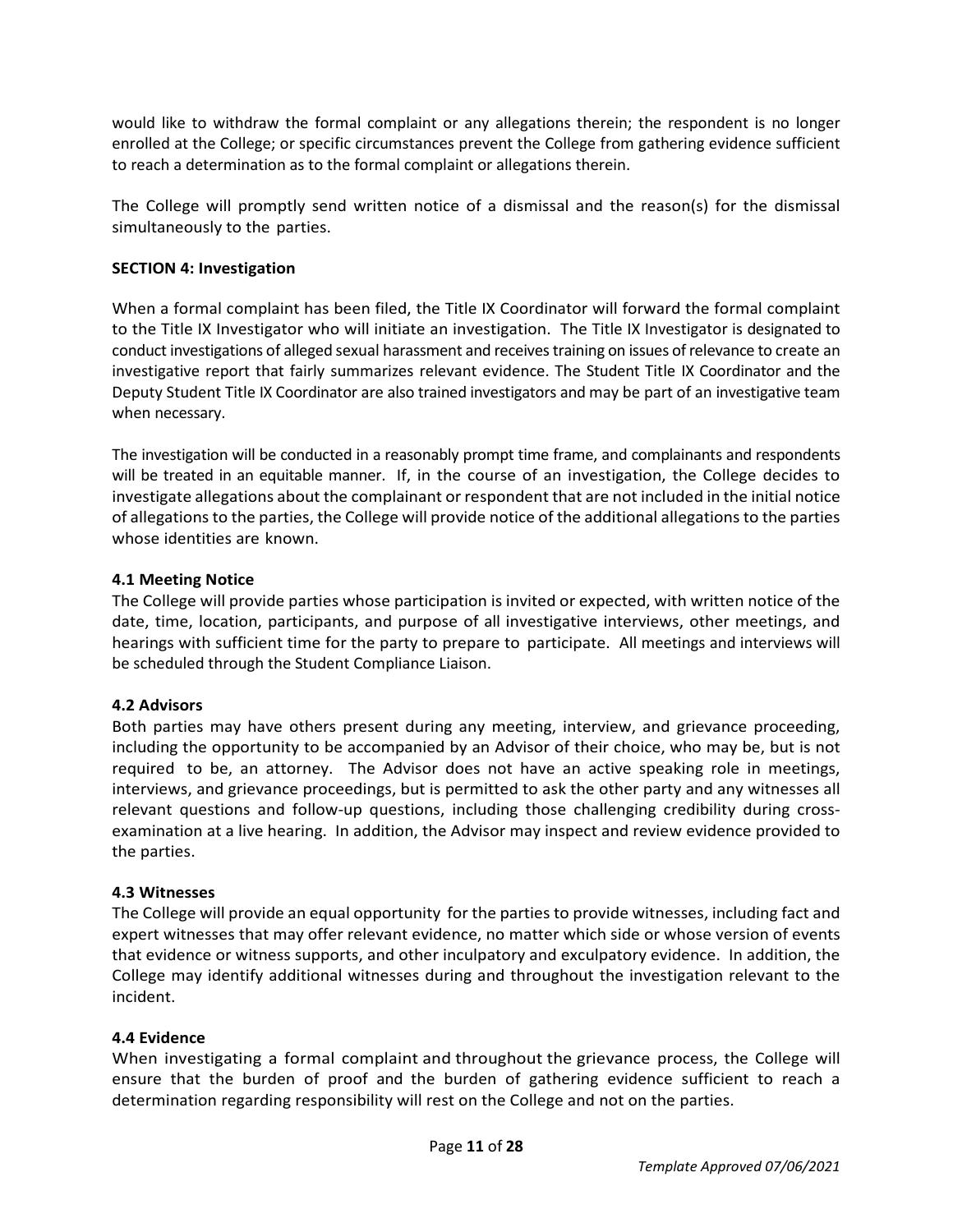would like to withdraw the formal complaint or any allegations therein; the respondent is no longer enrolled at the College; or specific circumstances prevent the College from gathering evidence sufficient to reach a determination as to the formal complaint or allegations therein.

The College will promptly send written notice of a dismissal and the reason(s) for the dismissal simultaneously to the parties.

**SECTION 4: Investigation**

When a formal complaint has been filed, the Title IX Coordinator will forward the formal complaint to the Title IX Investigator who will initiate an investigation. The Title IX Investigator is designated to conduct investigations of alleged sexual harassment and receives training on issues of relevance to create an investigative report that fairly summarizes relevant evidence. The Student Title IX Coordinator and the Deputy Student Title IX Coordinator are also trained investigators and may be part of an investigative team when necessary.

The investigation will be conducted in a reasonably prompt time frame, and complainants and respondents will be treated in an equitable manner. If, in the course of an investigation, the College decides to investigate allegations about the complainant or respondent that are not included in the initial notice of allegations to the parties, the College will provide notice of the additional allegations to the parties whose identities are known.

**4.1 Meeting Notice**

The College will provide parties whose participation is invited or expected, with written notice of the date, time, location, participants, and purpose of all investigative interviews, other meetings, and hearings with sufficient time for the party to prepare to participate. All meetings and interviews will be scheduled through the Student Compliance Liaison.

**4.2 Advisors**

Both parties may have others present during any meeting, interview, and grievance proceeding, including the opportunity to be accompanied by an Advisor of their choice, who may be, but is not required to be, an attorney. The Advisor does not have an active speaking role in meetings, interviews, and grievance proceedings, but is permitted to ask the other party and any witnesses all relevant questions and follow-up questions, including those challenging credibility during cross-examination at a live hearing. In addition, the Advisor may inspect and review evidence provided to the parties.

**4.3 Witnesses**

The College will provide an equal opportunity for the parties to provide witnesses, including fact and expert witnesses that may offer relevant evidence, no matter which side or whose version of events that evidence or witness supports, and other inculpatory and exculpatory evidence. In addition, the College may identify additional witnesses during and throughout the investigation relevant to the incident.

**4.4 Evidence**

When investigating a formal complaint and throughout the grievance process, the College will ensure that the burden of proof and the burden of gathering evidence sufficient to reach a determination regarding responsibility will rest on the College and not on the parties.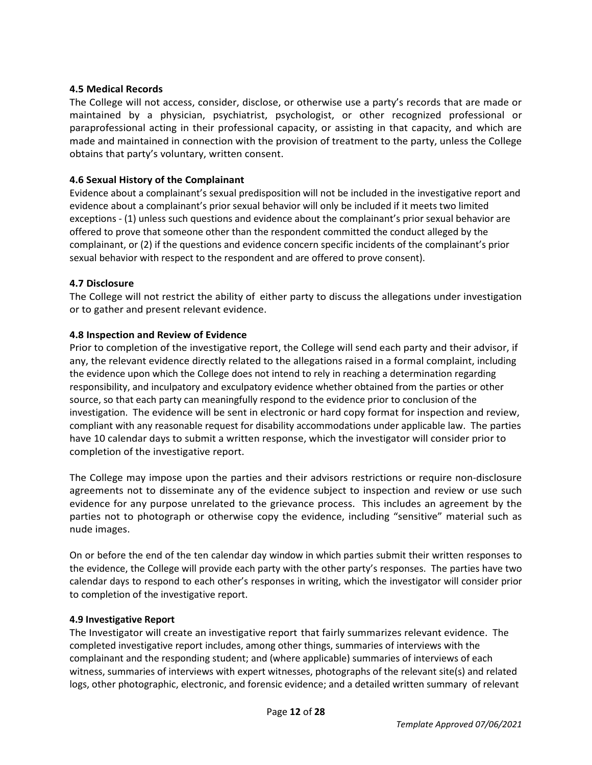### 4.5 Medical Records

The College will not access, consider, disclose, or otherwise use a party's records that are made or maintained by a physician, psychiatrist, psychologist, or other recognized professional or paraprofessional acting in their professional capacity, or assisting in that capacity, and which are made and maintained in connection with the provision of treatment to the party, unless the College obtains that party's voluntary, written consent.

### 4.6 Sexual History of the Complainant

Evidence about a complainant's sexual predisposition will not be included in the investigative report and evidence about a complainant's prior sexual behavior will only be included if it meets two limited exceptions - (1) unless such questions and evidence about the complainant's prior sexual behavior are offered to prove that someone other than the respondent committed the conduct alleged by the complainant, or (2) if the questions and evidence concern specific incidents of the complainant's prior sexual behavior with respect to the respondent and are offered to prove consent).

### 4.7 Disclosure

The College will not restrict the ability of either party to discuss the allegations under investigation or to gather and present relevant evidence.

### 4.8 Inspection and Review of Evidence

Prior to completion of the investigative report, the College will send each party and their advisor, if any, the relevant evidence directly related to the allegations raised in a formal complaint, including the evidence upon which the College does not intend to rely in reaching a determination regarding responsibility, and inculpatory and exculpatory evidence whether obtained from the parties or other source, so that each party can meaningfully respond to the evidence prior to conclusion of the investigation. The evidence will be sent in electronic or hard copy format for inspection and review, compliant with any reasonable request for disability accommodations under applicable law. The parties have 10 calendar days to submit a written response, which the investigator will consider prior to completion of the investigative report.

The College may impose upon the parties and their advisors restrictions or require non-disclosure agreements not to disseminate any of the evidence subject to inspection and review or use such evidence for any purpose unrelated to the grievance process. This includes an agreement by the parties not to photograph or otherwise copy the evidence, including "sensitive" material such as nude images.

On or before the end of the ten calendar day window in which parties submit their written responses to the evidence, the College will provide each party with the other party's responses. The parties have two calendar days to respond to each other's responses in writing, which the investigator will consider prior to completion of the investigative report.

### 4.9 Investigative Report

The Investigator will create an investigative report that fairly summarizes relevant evidence. The completed investigative report includes, among other things, summaries of interviews with the complainant and the responding student; and (where applicable) summaries of interviews of each witness, summaries of interviews with expert witnesses, photographs of the relevant site(s) and related logs, other photographic, electronic, and forensic evidence; and a detailed written summary of relevant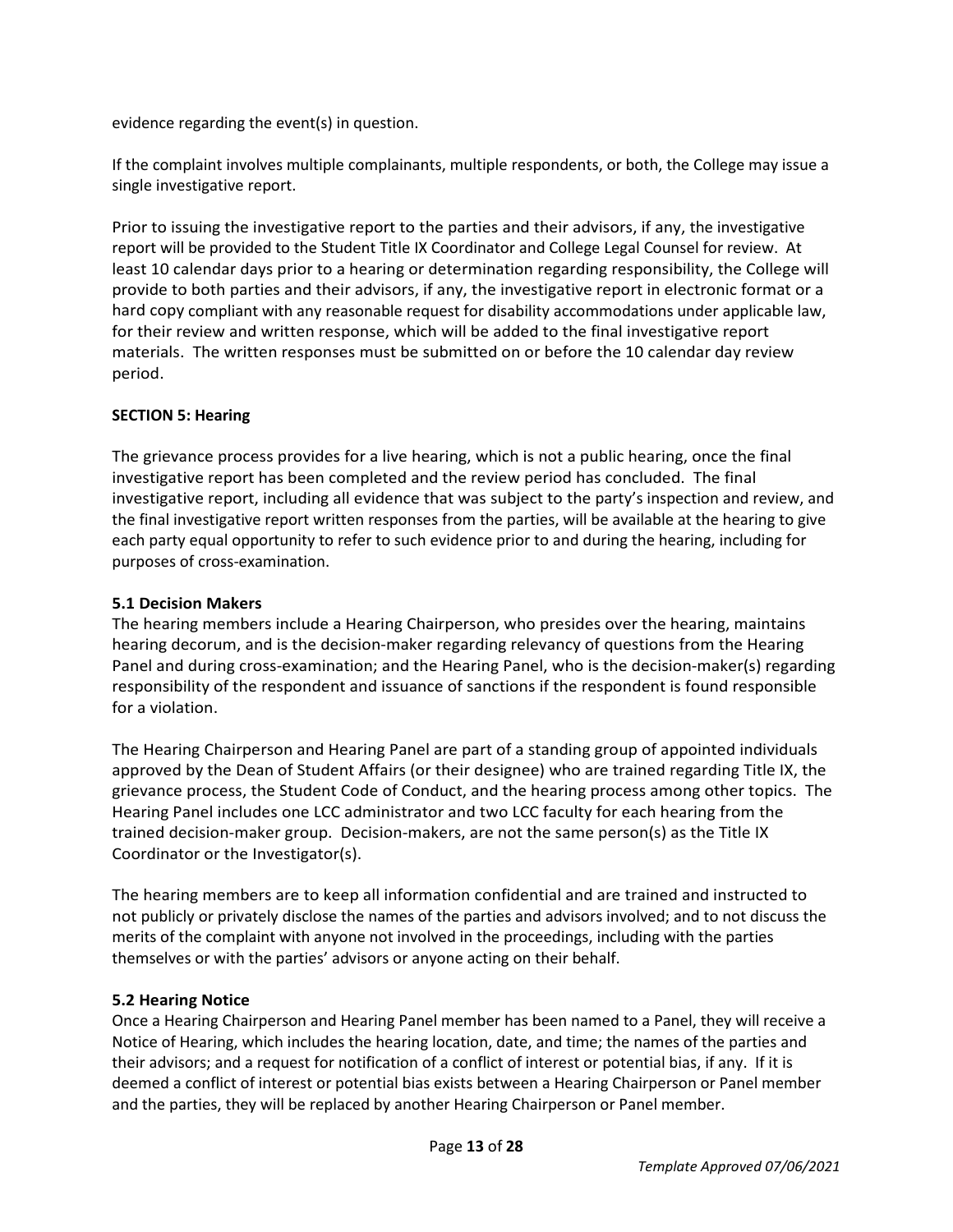evidence regarding the event(s) in question.

If the complaint involves multiple complainants, multiple respondents, or both, the College may issue a single investigative report.

Prior to issuing the investigative report to the parties and their advisors, if any, the investigative report will be provided to the Student Title IX Coordinator and College Legal Counsel for review. At least 10 calendar days prior to a hearing or determination regarding responsibility, the College will provide to both parties and their advisors, if any, the investigative report in electronic format or a hard copy compliant with any reasonable request for disability accommodations under applicable law, for their review and written response, which will be added to the final investigative report materials. The written responses must be submitted on or before the 10 calendar day review period.

## SECTION 5: Hearing

The grievance process provides for a live hearing, which is not a public hearing, once the final investigative report has been completed and the review period has concluded. The final investigative report, including all evidence that was subject to the party's inspection and review, and the final investigative report written responses from the parties, will be available at the hearing to give each party equal opportunity to refer to such evidence prior to and during the hearing, including for purposes of cross-examination.

### 5.1 Decision Makers

The hearing members include a Hearing Chairperson, who presides over the hearing, maintains hearing decorum, and is the decision-maker regarding relevancy of questions from the Hearing Panel and during cross-examination; and the Hearing Panel, who is the decision-maker(s) regarding responsibility of the respondent and issuance of sanctions if the respondent is found responsible for a violation.

The Hearing Chairperson and Hearing Panel are part of a standing group of appointed individuals approved by the Dean of Student Affairs (or their designee) who are trained regarding Title IX, the grievance process, the Student Code of Conduct, and the hearing process among other topics. The Hearing Panel includes one LCC administrator and two LCC faculty for each hearing from the trained decision-maker group. Decision-makers, are not the same person(s) as the Title IX Coordinator or the Investigator(s).

The hearing members are to keep all information confidential and are trained and instructed to not publicly or privately disclose the names of the parties and advisors involved; and to not discuss the merits of the complaint with anyone not involved in the proceedings, including with the parties themselves or with the parties' advisors or anyone acting on their behalf.

### 5.2 Hearing Notice

Once a Hearing Chairperson and Hearing Panel member has been named to a Panel, they will receive a Notice of Hearing, which includes the hearing location, date, and time; the names of the parties and their advisors; and a request for notification of a conflict of interest or potential bias, if any. If it is deemed a conflict of interest or potential bias exists between a Hearing Chairperson or Panel member and the parties, they will be replaced by another Hearing Chairperson or Panel member.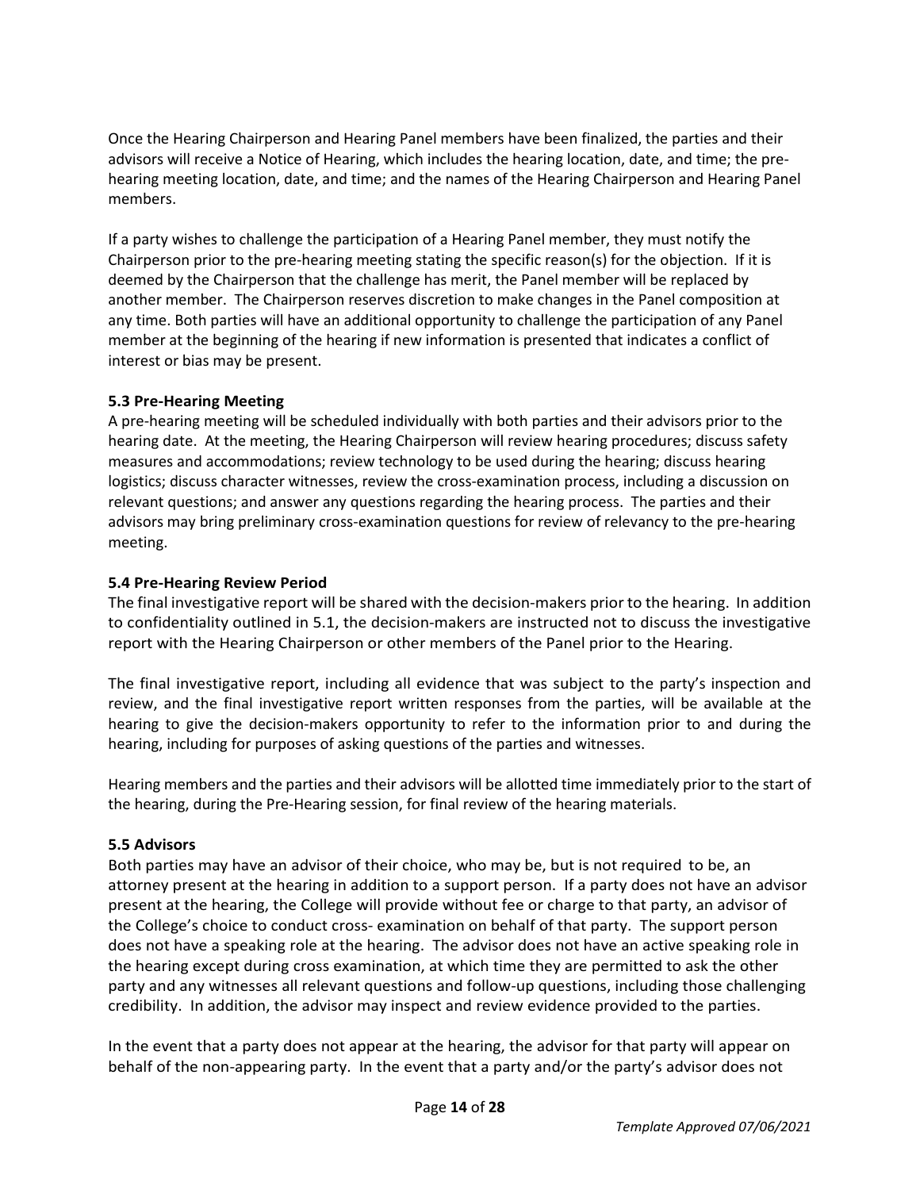Once the Hearing Chairperson and Hearing Panel members have been finalized, the parties and their advisors will receive a Notice of Hearing, which includes the hearing location, date, and time; the pre-hearing meeting location, date, and time; and the names of the Hearing Chairperson and Hearing Panel members.

If a party wishes to challenge the participation of a Hearing Panel member, they must notify the Chairperson prior to the pre-hearing meeting stating the specific reason(s) for the objection. If it is deemed by the Chairperson that the challenge has merit, the Panel member will be replaced by another member. The Chairperson reserves discretion to make changes in the Panel composition at any time. Both parties will have an additional opportunity to challenge the participation of any Panel member at the beginning of the hearing if new information is presented that indicates a conflict of interest or bias may be present.

### 5.3 Pre-Hearing Meeting

A pre-hearing meeting will be scheduled individually with both parties and their advisors prior to the hearing date. At the meeting, the Hearing Chairperson will review hearing procedures; discuss safety measures and accommodations; review technology to be used during the hearing; discuss hearing logistics; discuss character witnesses, review the cross-examination process, including a discussion on relevant questions; and answer any questions regarding the hearing process. The parties and their advisors may bring preliminary cross-examination questions for review of relevancy to the pre-hearing meeting.

### 5.4 Pre-Hearing Review Period

The final investigative report will be shared with the decision-makers prior to the hearing. In addition to confidentiality outlined in 5.1, the decision-makers are instructed not to discuss the investigative report with the Hearing Chairperson or other members of the Panel prior to the Hearing.

The final investigative report, including all evidence that was subject to the party's inspection and review, and the final investigative report written responses from the parties, will be available at the hearing to give the decision-makers opportunity to refer to the information prior to and during the hearing, including for purposes of asking questions of the parties and witnesses.

Hearing members and the parties and their advisors will be allotted time immediately prior to the start of the hearing, during the Pre-Hearing session, for final review of the hearing materials.

### 5.5 Advisors

Both parties may have an advisor of their choice, who may be, but is not required to be, an attorney present at the hearing in addition to a support person. If a party does not have an advisor present at the hearing, the College will provide without fee or charge to that party, an advisor of the College's choice to conduct cross- examination on behalf of that party. The support person does not have a speaking role at the hearing. The advisor does not have an active speaking role in the hearing except during cross examination, at which time they are permitted to ask the other party and any witnesses all relevant questions and follow-up questions, including those challenging credibility. In addition, the advisor may inspect and review evidence provided to the parties.

In the event that a party does not appear at the hearing, the advisor for that party will appear on behalf of the non-appearing party. In the event that a party and/or the party's advisor does not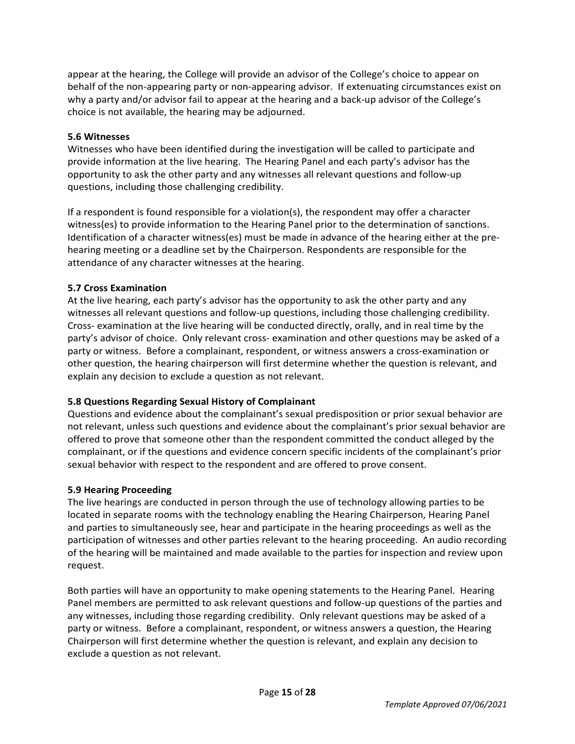appear at the hearing, the College will provide an advisor of the College's choice to appear on behalf of the non-appearing party or non-appearing advisor. If extenuating circumstances exist on why a party and/or advisor fail to appear at the hearing and a back-up advisor of the College's choice is not available, the hearing may be adjourned.

**5.6 Witnesses**

Witnesses who have been identified during the investigation will be called to participate and provide information at the live hearing. The Hearing Panel and each party's advisor has the opportunity to ask the other party and any witnesses all relevant questions and follow-up questions, including those challenging credibility.

If a respondent is found responsible for a violation(s), the respondent may offer a character witness(es) to provide information to the Hearing Panel prior to the determination of sanctions. Identification of a character witness(es) must be made in advance of the hearing either at the pre-hearing meeting or a deadline set by the Chairperson. Respondents are responsible for the attendance of any character witnesses at the hearing.

**5.7 Cross Examination**

At the live hearing, each party's advisor has the opportunity to ask the other party and any witnesses all relevant questions and follow-up questions, including those challenging credibility. Cross- examination at the live hearing will be conducted directly, orally, and in real time by the party's advisor of choice. Only relevant cross- examination and other questions may be asked of a party or witness. Before a complainant, respondent, or witness answers a cross-examination or other question, the hearing chairperson will first determine whether the question is relevant, and explain any decision to exclude a question as not relevant.

**5.8 Questions Regarding Sexual History of Complainant**

Questions and evidence about the complainant's sexual predisposition or prior sexual behavior are not relevant, unless such questions and evidence about the complainant's prior sexual behavior are offered to prove that someone other than the respondent committed the conduct alleged by the complainant, or if the questions and evidence concern specific incidents of the complainant's prior sexual behavior with respect to the respondent and are offered to prove consent.

**5.9 Hearing Proceeding**

The live hearings are conducted in person through the use of technology allowing parties to be located in separate rooms with the technology enabling the Hearing Chairperson, Hearing Panel and parties to simultaneously see, hear and participate in the hearing proceedings as well as the participation of witnesses and other parties relevant to the hearing proceeding. An audio recording of the hearing will be maintained and made available to the parties for inspection and review upon request.

Both parties will have an opportunity to make opening statements to the Hearing Panel. Hearing Panel members are permitted to ask relevant questions and follow-up questions of the parties and any witnesses, including those regarding credibility. Only relevant questions may be asked of a party or witness. Before a complainant, respondent, or witness answers a question, the Hearing Chairperson will first determine whether the question is relevant, and explain any decision to exclude a question as not relevant.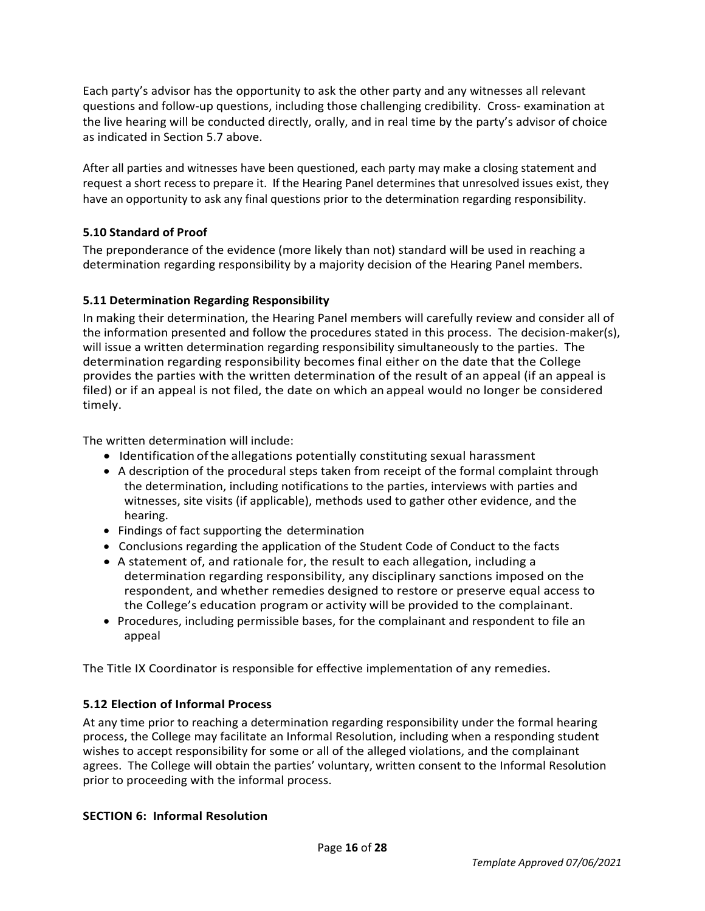Each party's advisor has the opportunity to ask the other party and any witnesses all relevant questions and follow-up questions, including those challenging credibility. Cross- examination at the live hearing will be conducted directly, orally, and in real time by the party's advisor of choice as indicated in Section 5.7 above.

After all parties and witnesses have been questioned, each party may make a closing statement and request a short recess to prepare it. If the Hearing Panel determines that unresolved issues exist, they have an opportunity to ask any final questions prior to the determination regarding responsibility.

### 5.10 Standard of Proof

The preponderance of the evidence (more likely than not) standard will be used in reaching a determination regarding responsibility by a majority decision of the Hearing Panel members.

### 5.11 Determination Regarding Responsibility

In making their determination, the Hearing Panel members will carefully review and consider all of the information presented and follow the procedures stated in this process. The decision-maker(s), will issue a written determination regarding responsibility simultaneously to the parties. The determination regarding responsibility becomes final either on the date that the College provides the parties with the written determination of the result of an appeal (if an appeal is filed) or if an appeal is not filed, the date on which an appeal would no longer be considered timely.

The written determination will include:

- Identification of the allegations potentially constituting sexual harassment
- A description of the procedural steps taken from receipt of the formal complaint through the determination, including notifications to the parties, interviews with parties and witnesses, site visits (if applicable), methods used to gather other evidence, and the hearing.
- Findings of fact supporting the determination
- Conclusions regarding the application of the Student Code of Conduct to the facts
- A statement of, and rationale for, the result to each allegation, including a determination regarding responsibility, any disciplinary sanctions imposed on the respondent, and whether remedies designed to restore or preserve equal access to the College's education program or activity will be provided to the complainant.
- Procedures, including permissible bases, for the complainant and respondent to file an appeal

The Title IX Coordinator is responsible for effective implementation of any remedies.

### 5.12 Election of Informal Process

At any time prior to reaching a determination regarding responsibility under the formal hearing process, the College may facilitate an Informal Resolution, including when a responding student wishes to accept responsibility for some or all of the alleged violations, and the complainant agrees. The College will obtain the parties' voluntary, written consent to the Informal Resolution prior to proceeding with the informal process.

## SECTION 6: Informal Resolution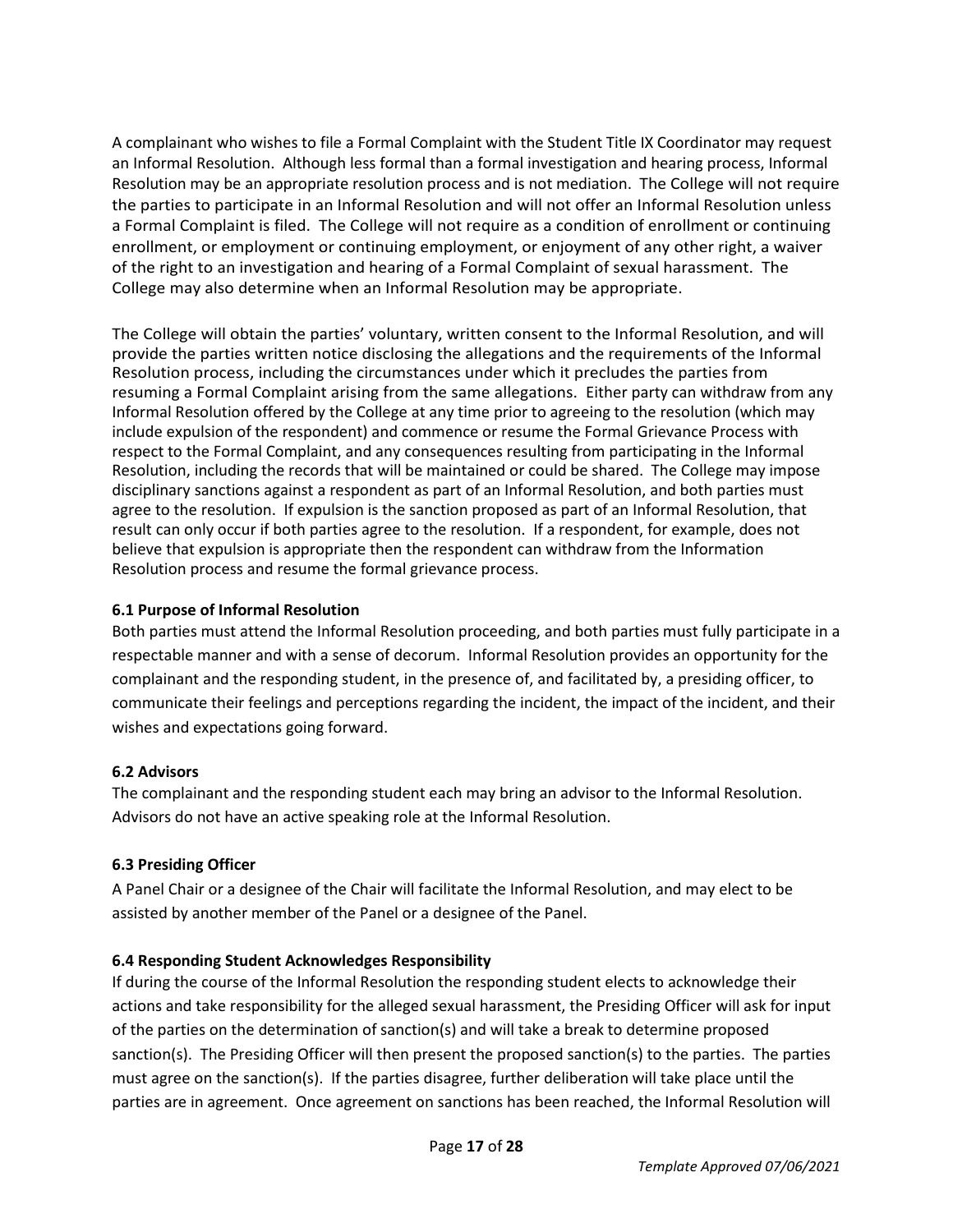A complainant who wishes to file a Formal Complaint with the Student Title IX Coordinator may request an Informal Resolution. Although less formal than a formal investigation and hearing process, Informal Resolution may be an appropriate resolution process and is not mediation. The College will not require the parties to participate in an Informal Resolution and will not offer an Informal Resolution unless a Formal Complaint is filed. The College will not require as a condition of enrollment or continuing enrollment, or employment or continuing employment, or enjoyment of any other right, a waiver of the right to an investigation and hearing of a Formal Complaint of sexual harassment. The College may also determine when an Informal Resolution may be appropriate.

The College will obtain the parties' voluntary, written consent to the Informal Resolution, and will provide the parties written notice disclosing the allegations and the requirements of the Informal Resolution process, including the circumstances under which it precludes the parties from resuming a Formal Complaint arising from the same allegations. Either party can withdraw from any Informal Resolution offered by the College at any time prior to agreeing to the resolution (which may include expulsion of the respondent) and commence or resume the Formal Grievance Process with respect to the Formal Complaint, and any consequences resulting from participating in the Informal Resolution, including the records that will be maintained or could be shared. The College may impose disciplinary sanctions against a respondent as part of an Informal Resolution, and both parties must agree to the resolution. If expulsion is the sanction proposed as part of an Informal Resolution, that result can only occur if both parties agree to the resolution. If a respondent, for example, does not believe that expulsion is appropriate then the respondent can withdraw from the Information Resolution process and resume the formal grievance process.

### 6.1 Purpose of Informal Resolution

Both parties must attend the Informal Resolution proceeding, and both parties must fully participate in a respectable manner and with a sense of decorum. Informal Resolution provides an opportunity for the complainant and the responding student, in the presence of, and facilitated by, a presiding officer, to communicate their feelings and perceptions regarding the incident, the impact of the incident, and their wishes and expectations going forward.

### 6.2 Advisors

The complainant and the responding student each may bring an advisor to the Informal Resolution. Advisors do not have an active speaking role at the Informal Resolution.

### 6.3 Presiding Officer

A Panel Chair or a designee of the Chair will facilitate the Informal Resolution, and may elect to be assisted by another member of the Panel or a designee of the Panel.

### 6.4 Responding Student Acknowledges Responsibility

If during the course of the Informal Resolution the responding student elects to acknowledge their actions and take responsibility for the alleged sexual harassment, the Presiding Officer will ask for input of the parties on the determination of sanction(s) and will take a break to determine proposed sanction(s). The Presiding Officer will then present the proposed sanction(s) to the parties. The parties must agree on the sanction(s). If the parties disagree, further deliberation will take place until the parties are in agreement. Once agreement on sanctions has been reached, the Informal Resolution will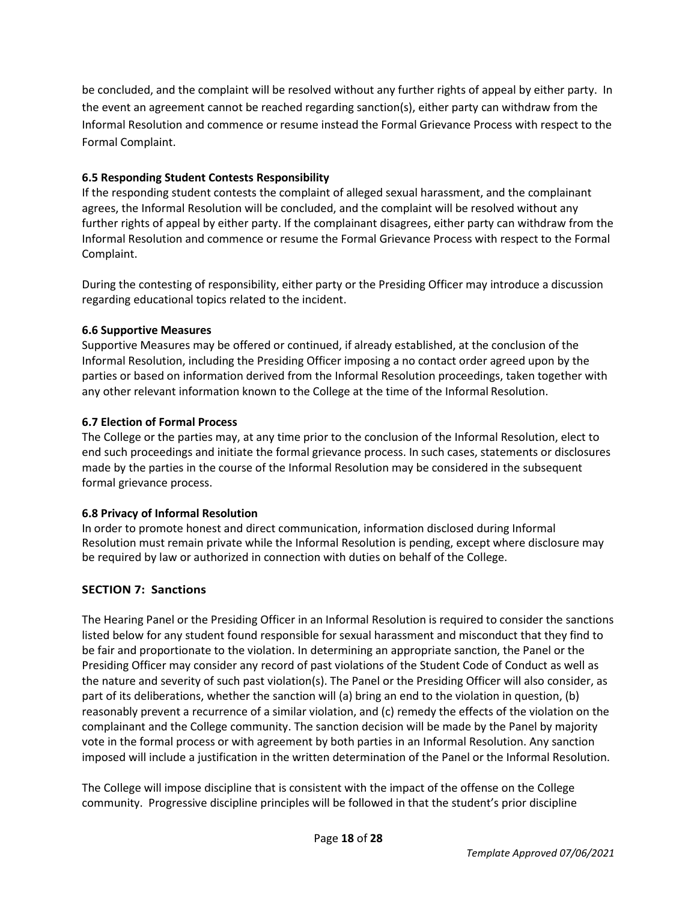be concluded, and the complaint will be resolved without any further rights of appeal by either party. In the event an agreement cannot be reached regarding sanction(s), either party can withdraw from the Informal Resolution and commence or resume instead the Formal Grievance Process with respect to the Formal Complaint.

### 6.5 Responding Student Contests Responsibility

If the responding student contests the complaint of alleged sexual harassment, and the complainant agrees, the Informal Resolution will be concluded, and the complaint will be resolved without any further rights of appeal by either party. If the complainant disagrees, either party can withdraw from the Informal Resolution and commence or resume the Formal Grievance Process with respect to the Formal Complaint.

During the contesting of responsibility, either party or the Presiding Officer may introduce a discussion regarding educational topics related to the incident.

### 6.6 Supportive Measures

Supportive Measures may be offered or continued, if already established, at the conclusion of the Informal Resolution, including the Presiding Officer imposing a no contact order agreed upon by the parties or based on information derived from the Informal Resolution proceedings, taken together with any other relevant information known to the College at the time of the Informal Resolution.

### 6.7 Election of Formal Process

The College or the parties may, at any time prior to the conclusion of the Informal Resolution, elect to end such proceedings and initiate the formal grievance process. In such cases, statements or disclosures made by the parties in the course of the Informal Resolution may be considered in the subsequent formal grievance process.

### 6.8 Privacy of Informal Resolution

In order to promote honest and direct communication, information disclosed during Informal Resolution must remain private while the Informal Resolution is pending, except where disclosure may be required by law or authorized in connection with duties on behalf of the College.

## SECTION 7: Sanctions

The Hearing Panel or the Presiding Officer in an Informal Resolution is required to consider the sanctions listed below for any student found responsible for sexual harassment and misconduct that they find to be fair and proportionate to the violation. In determining an appropriate sanction, the Panel or the Presiding Officer may consider any record of past violations of the Student Code of Conduct as well as the nature and severity of such past violation(s). The Panel or the Presiding Officer will also consider, as part of its deliberations, whether the sanction will (a) bring an end to the violation in question, (b) reasonably prevent a recurrence of a similar violation, and (c) remedy the effects of the violation on the complainant and the College community. The sanction decision will be made by the Panel by majority vote in the formal process or with agreement by both parties in an Informal Resolution. Any sanction imposed will include a justification in the written determination of the Panel or the Informal Resolution.

The College will impose discipline that is consistent with the impact of the offense on the College community. Progressive discipline principles will be followed in that the student's prior discipline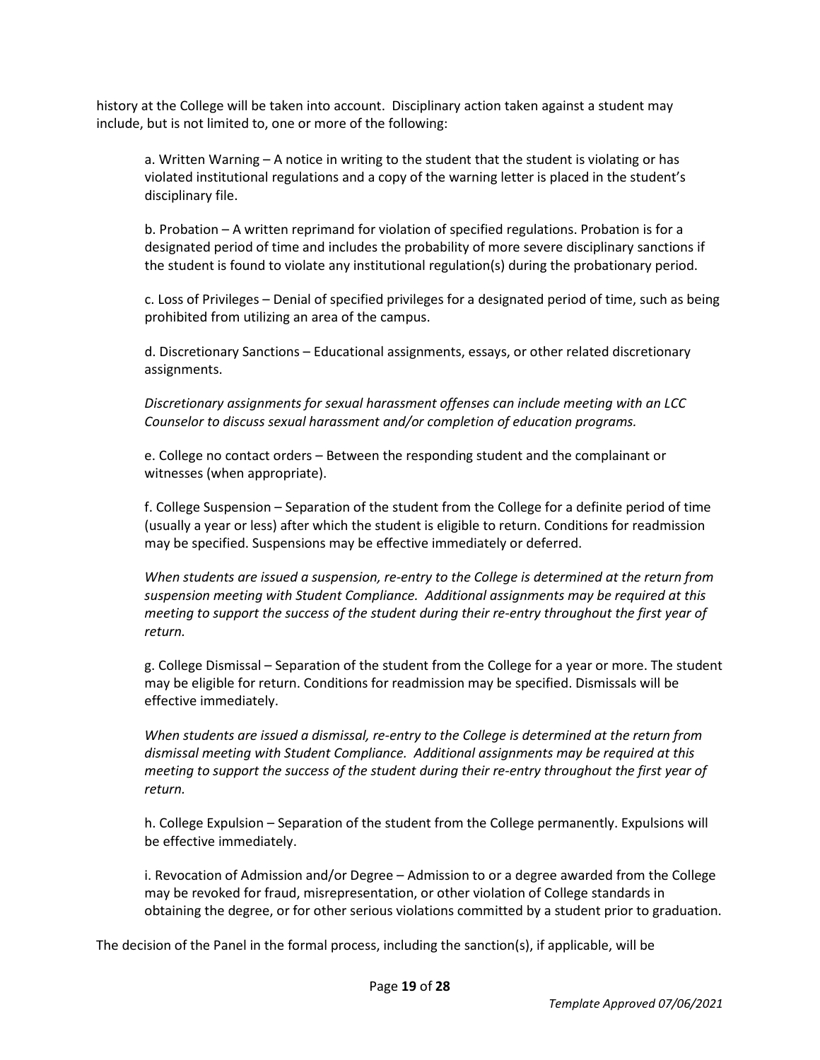history at the College will be taken into account. Disciplinary action taken against a student may include, but is not limited to, one or more of the following:

a. Written Warning – A notice in writing to the student that the student is violating or has violated institutional regulations and a copy of the warning letter is placed in the student's disciplinary file.

b. Probation – A written reprimand for violation of specified regulations. Probation is for a designated period of time and includes the probability of more severe disciplinary sanctions if the student is found to violate any institutional regulation(s) during the probationary period.

c. Loss of Privileges – Denial of specified privileges for a designated period of time, such as being prohibited from utilizing an area of the campus.

d. Discretionary Sanctions – Educational assignments, essays, or other related discretionary assignments.

*Discretionary assignments for sexual harassment offenses can include meeting with an LCC Counselor to discuss sexual harassment and/or completion of education programs.*

e. College no contact orders – Between the responding student and the complainant or witnesses (when appropriate).

f. College Suspension – Separation of the student from the College for a definite period of time (usually a year or less) after which the student is eligible to return. Conditions for readmission may be specified. Suspensions may be effective immediately or deferred.

*When students are issued a suspension, re-entry to the College is determined at the return from suspension meeting with Student Compliance. Additional assignments may be required at this meeting to support the success of the student during their re-entry throughout the first year of return.*

g. College Dismissal – Separation of the student from the College for a year or more. The student may be eligible for return. Conditions for readmission may be specified. Dismissals will be effective immediately.

*When students are issued a dismissal, re-entry to the College is determined at the return from dismissal meeting with Student Compliance. Additional assignments may be required at this meeting to support the success of the student during their re-entry throughout the first year of return.*

h. College Expulsion – Separation of the student from the College permanently. Expulsions will be effective immediately.

i. Revocation of Admission and/or Degree – Admission to or a degree awarded from the College may be revoked for fraud, misrepresentation, or other violation of College standards in obtaining the degree, or for other serious violations committed by a student prior to graduation.

The decision of the Panel in the formal process, including the sanction(s), if applicable, will be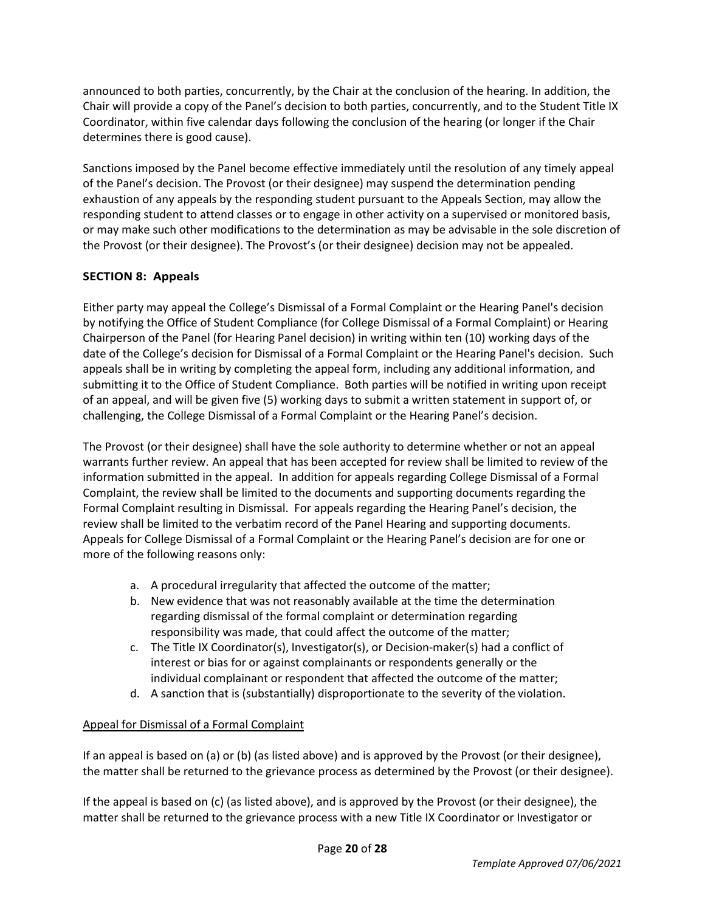announced to both parties, concurrently, by the Chair at the conclusion of the hearing. In addition, the Chair will provide a copy of the Panel's decision to both parties, concurrently, and to the Student Title IX Coordinator, within five calendar days following the conclusion of the hearing (or longer if the Chair determines there is good cause).

Sanctions imposed by the Panel become effective immediately until the resolution of any timely appeal of the Panel's decision. The Provost (or their designee) may suspend the determination pending exhaustion of any appeals by the responding student pursuant to the Appeals Section, may allow the responding student to attend classes or to engage in other activity on a supervised or monitored basis, or may make such other modifications to the determination as may be advisable in the sole discretion of the Provost (or their designee). The Provost's (or their designee) decision may not be appealed.

### SECTION 8: Appeals

Either party may appeal the College's Dismissal of a Formal Complaint or the Hearing Panel's decision by notifying the Office of Student Compliance (for College Dismissal of a Formal Complaint) or Hearing Chairperson of the Panel (for Hearing Panel decision) in writing within ten (10) working days of the date of the College's decision for Dismissal of a Formal Complaint or the Hearing Panel's decision. Such appeals shall be in writing by completing the appeal form, including any additional information, and submitting it to the Office of Student Compliance. Both parties will be notified in writing upon receipt of an appeal, and will be given five (5) working days to submit a written statement in support of, or challenging, the College Dismissal of a Formal Complaint or the Hearing Panel's decision.

The Provost (or their designee) shall have the sole authority to determine whether or not an appeal warrants further review. An appeal that has been accepted for review shall be limited to review of the information submitted in the appeal. In addition for appeals regarding College Dismissal of a Formal Complaint, the review shall be limited to the documents and supporting documents regarding the Formal Complaint resulting in Dismissal. For appeals regarding the Hearing Panel's decision, the review shall be limited to the verbatim record of the Panel Hearing and supporting documents. Appeals for College Dismissal of a Formal Complaint or the Hearing Panel's decision are for one or more of the following reasons only:

a. A procedural irregularity that affected the outcome of the matter;
b. New evidence that was not reasonably available at the time the determination regarding dismissal of the formal complaint or determination regarding responsibility was made, that could affect the outcome of the matter;
c. The Title IX Coordinator(s), Investigator(s), or Decision-maker(s) had a conflict of interest or bias for or against complainants or respondents generally or the individual complainant or respondent that affected the outcome of the matter;
d. A sanction that is (substantially) disproportionate to the severity of the violation.

<u>Appeal for Dismissal of a Formal Complaint</u>

If an appeal is based on (a) or (b) (as listed above) and is approved by the Provost (or their designee), the matter shall be returned to the grievance process as determined by the Provost (or their designee).

If the appeal is based on (c) (as listed above), and is approved by the Provost (or their designee), the matter shall be returned to the grievance process with a new Title IX Coordinator or Investigator or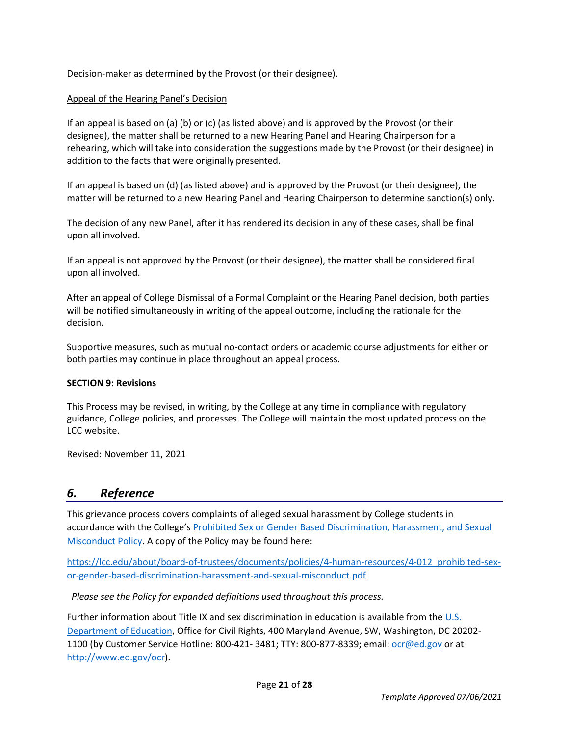Decision-maker as determined by the Provost (or their designee).

Appeal of the Hearing Panel's Decision

If an appeal is based on (a) (b) or (c) (as listed above) and is approved by the Provost (or their designee), the matter shall be returned to a new Hearing Panel and Hearing Chairperson for a rehearing, which will take into consideration the suggestions made by the Provost (or their designee) in addition to the facts that were originally presented.

If an appeal is based on (d) (as listed above) and is approved by the Provost (or their designee), the matter will be returned to a new Hearing Panel and Hearing Chairperson to determine sanction(s) only.

The decision of any new Panel, after it has rendered its decision in any of these cases, shall be final upon all involved.

If an appeal is not approved by the Provost (or their designee), the matter shall be considered final upon all involved.

After an appeal of College Dismissal of a Formal Complaint or the Hearing Panel decision, both parties will be notified simultaneously in writing of the appeal outcome, including the rationale for the decision.

Supportive measures, such as mutual no-contact orders or academic course adjustments for either or both parties may continue in place throughout an appeal process.

**SECTION 9: Revisions**

This Process may be revised, in writing, by the College at any time in compliance with regulatory guidance, College policies, and processes. The College will maintain the most updated process on the LCC website.

Revised: November 11, 2021

## *6. Reference*

This grievance process covers complaints of alleged sexual harassment by College students in accordance with the College's [Prohibited Sex or Gender Based Discrimination, Harassment, and Sexual Misconduct Policy](https://lcc.edu/about/board-of-trustees/documents/policies/4-human-resources/4-012_prohibited-sex-or-gender-based-discrimination-harassment-and-sexual-misconduct.pdf). A copy of the Policy may be found here:

https://lcc.edu/about/board-of-trustees/documents/policies/4-human-resources/4-012_prohibited-sex-or-gender-based-discrimination-harassment-and-sexual-misconduct.pdf

*Please see the Policy for expanded definitions used throughout this process.*

Further information about Title IX and sex discrimination in education is available from the U.S. Department of Education, Office for Civil Rights, 400 Maryland Avenue, SW, Washington, DC 20202-1100 (by Customer Service Hotline: 800-421- 3481; TTY: 800-877-8339; email: ocr@ed.gov or at http://www.ed.gov/ocr).

*Template Approved 07/06/2021*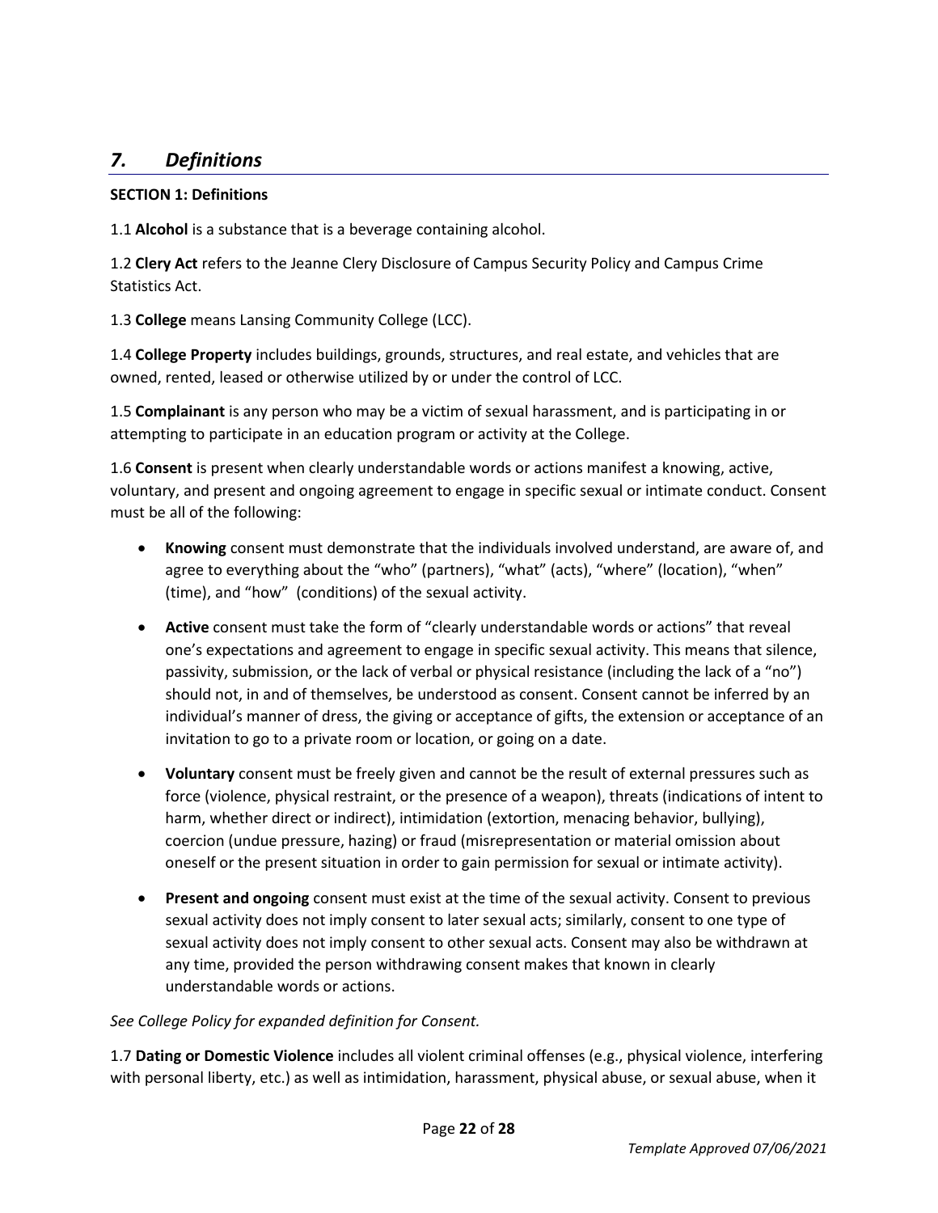## *7. Definitions*

**SECTION 1: Definitions**

1.1 **Alcohol** is a substance that is a beverage containing alcohol.

1.2 **Clery Act** refers to the Jeanne Clery Disclosure of Campus Security Policy and Campus Crime Statistics Act.

1.3 **College** means Lansing Community College (LCC).

1.4 **College Property** includes buildings, grounds, structures, and real estate, and vehicles that are owned, rented, leased or otherwise utilized by or under the control of LCC.

1.5 **Complainant** is any person who may be a victim of sexual harassment, and is participating in or attempting to participate in an education program or activity at the College.

1.6 **Consent** is present when clearly understandable words or actions manifest a knowing, active, voluntary, and present and ongoing agreement to engage in specific sexual or intimate conduct. Consent must be all of the following:

- **Knowing** consent must demonstrate that the individuals involved understand, are aware of, and agree to everything about the "who" (partners), "what" (acts), "where" (location), "when" (time), and "how" (conditions) of the sexual activity.
- **Active** consent must take the form of "clearly understandable words or actions" that reveal one's expectations and agreement to engage in specific sexual activity. This means that silence, passivity, submission, or the lack of verbal or physical resistance (including the lack of a "no") should not, in and of themselves, be understood as consent. Consent cannot be inferred by an individual's manner of dress, the giving or acceptance of gifts, the extension or acceptance of an invitation to go to a private room or location, or going on a date.
- **Voluntary** consent must be freely given and cannot be the result of external pressures such as force (violence, physical restraint, or the presence of a weapon), threats (indications of intent to harm, whether direct or indirect), intimidation (extortion, menacing behavior, bullying), coercion (undue pressure, hazing) or fraud (misrepresentation or material omission about oneself or the present situation in order to gain permission for sexual or intimate activity).
- **Present and ongoing** consent must exist at the time of the sexual activity. Consent to previous sexual activity does not imply consent to later sexual acts; similarly, consent to one type of sexual activity does not imply consent to other sexual acts. Consent may also be withdrawn at any time, provided the person withdrawing consent makes that known in clearly understandable words or actions.

*See College Policy for expanded definition for Consent.*

1.7 **Dating or Domestic Violence** includes all violent criminal offenses (e.g., physical violence, interfering with personal liberty, etc.) as well as intimidation, harassment, physical abuse, or sexual abuse, when it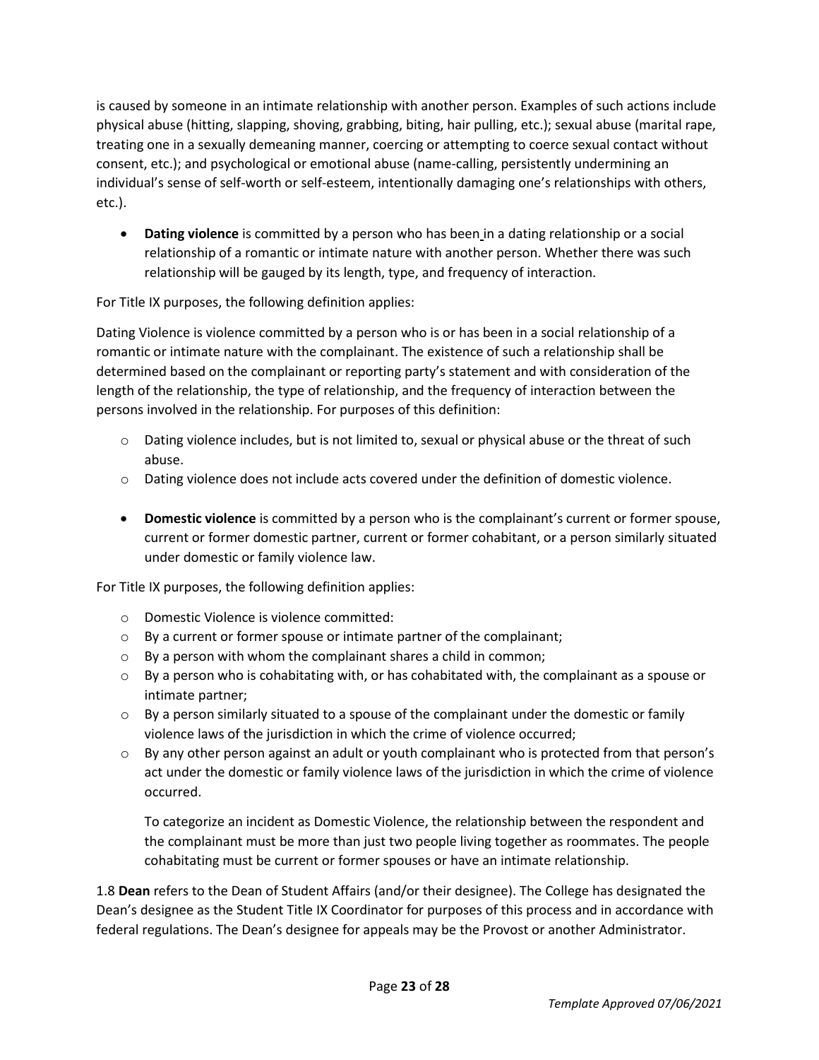is caused by someone in an intimate relationship with another person. Examples of such actions include physical abuse (hitting, slapping, shoving, grabbing, biting, hair pulling, etc.); sexual abuse (marital rape, treating one in a sexually demeaning manner, coercing or attempting to coerce sexual contact without consent, etc.); and psychological or emotional abuse (name-calling, persistently undermining an individual's sense of self-worth or self-esteem, intentionally damaging one's relationships with others, etc.).

- **Dating violence** is committed by a person who has been in a dating relationship or a social relationship of a romantic or intimate nature with another person. Whether there was such relationship will be gauged by its length, type, and frequency of interaction.

For Title IX purposes, the following definition applies:

Dating Violence is violence committed by a person who is or has been in a social relationship of a romantic or intimate nature with the complainant. The existence of such a relationship shall be determined based on the complainant or reporting party's statement and with consideration of the length of the relationship, the type of relationship, and the frequency of interaction between the persons involved in the relationship. For purposes of this definition:

- Dating violence includes, but is not limited to, sexual or physical abuse or the threat of such abuse.
- Dating violence does not include acts covered under the definition of domestic violence.

- **Domestic violence** is committed by a person who is the complainant's current or former spouse, current or former domestic partner, current or former cohabitant, or a person similarly situated under domestic or family violence law.

For Title IX purposes, the following definition applies:

- Domestic Violence is violence committed:
- By a current or former spouse or intimate partner of the complainant;
- By a person with whom the complainant shares a child in common;
- By a person who is cohabitating with, or has cohabitated with, the complainant as a spouse or intimate partner;
- By a person similarly situated to a spouse of the complainant under the domestic or family violence laws of the jurisdiction in which the crime of violence occurred;
- By any other person against an adult or youth complainant who is protected from that person's act under the domestic or family violence laws of the jurisdiction in which the crime of violence occurred.

  To categorize an incident as Domestic Violence, the relationship between the respondent and the complainant must be more than just two people living together as roommates. The people cohabitating must be current or former spouses or have an intimate relationship.

1.8 **Dean** refers to the Dean of Student Affairs (and/or their designee). The College has designated the Dean's designee as the Student Title IX Coordinator for purposes of this process and in accordance with federal regulations. The Dean's designee for appeals may be the Provost or another Administrator.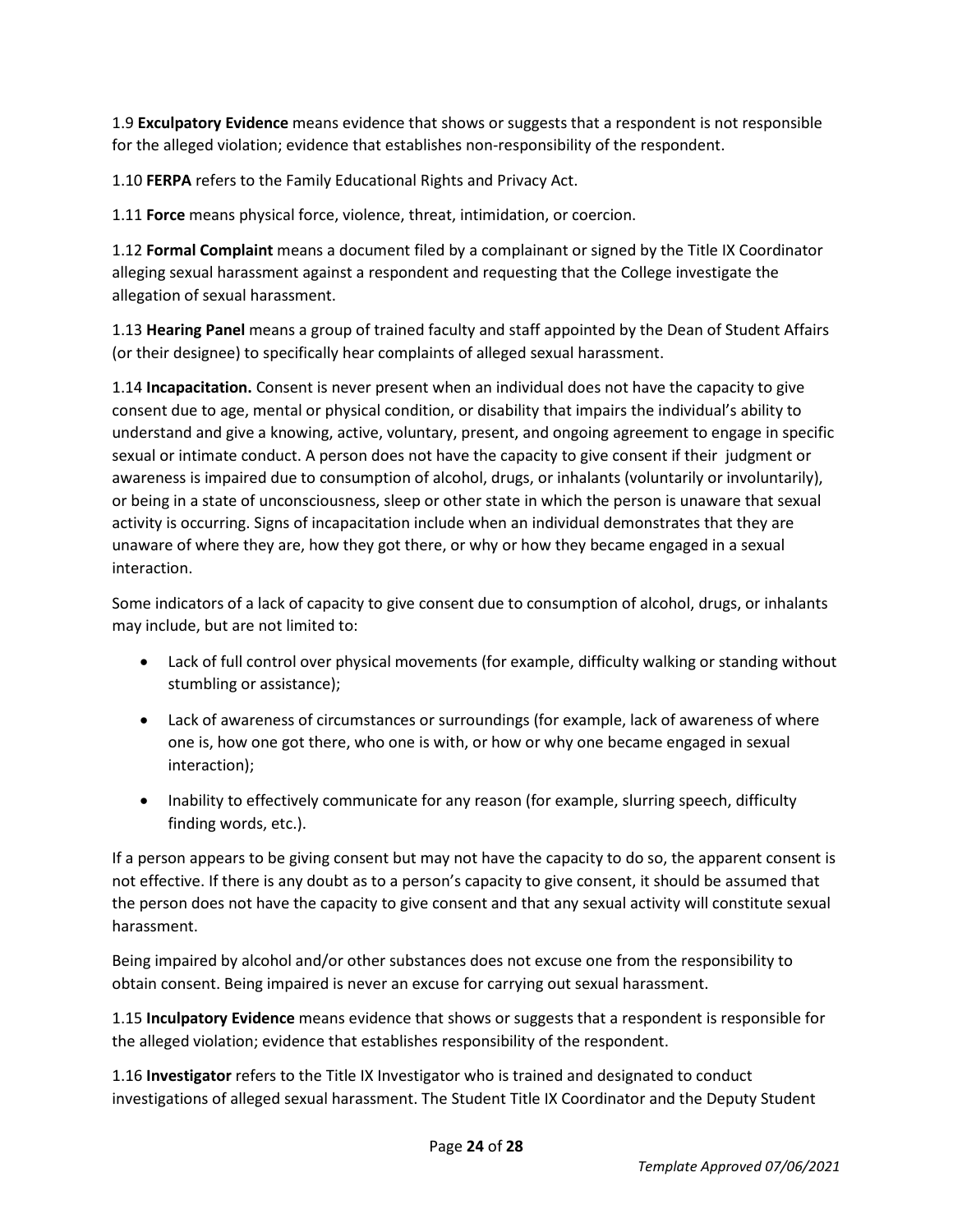1.9 **Exculpatory Evidence** means evidence that shows or suggests that a respondent is not responsible for the alleged violation; evidence that establishes non-responsibility of the respondent.

1.10 **FERPA** refers to the Family Educational Rights and Privacy Act.

1.11 **Force** means physical force, violence, threat, intimidation, or coercion.

1.12 **Formal Complaint** means a document filed by a complainant or signed by the Title IX Coordinator alleging sexual harassment against a respondent and requesting that the College investigate the allegation of sexual harassment.

1.13 **Hearing Panel** means a group of trained faculty and staff appointed by the Dean of Student Affairs (or their designee) to specifically hear complaints of alleged sexual harassment.

1.14 **Incapacitation.** Consent is never present when an individual does not have the capacity to give consent due to age, mental or physical condition, or disability that impairs the individual's ability to understand and give a knowing, active, voluntary, present, and ongoing agreement to engage in specific sexual or intimate conduct. A person does not have the capacity to give consent if their judgment or awareness is impaired due to consumption of alcohol, drugs, or inhalants (voluntarily or involuntarily), or being in a state of unconsciousness, sleep or other state in which the person is unaware that sexual activity is occurring. Signs of incapacitation include when an individual demonstrates that they are unaware of where they are, how they got there, or why or how they became engaged in a sexual interaction.

Some indicators of a lack of capacity to give consent due to consumption of alcohol, drugs, or inhalants may include, but are not limited to:

- Lack of full control over physical movements (for example, difficulty walking or standing without stumbling or assistance);
- Lack of awareness of circumstances or surroundings (for example, lack of awareness of where one is, how one got there, who one is with, or how or why one became engaged in sexual interaction);
- Inability to effectively communicate for any reason (for example, slurring speech, difficulty finding words, etc.).

If a person appears to be giving consent but may not have the capacity to do so, the apparent consent is not effective. If there is any doubt as to a person's capacity to give consent, it should be assumed that the person does not have the capacity to give consent and that any sexual activity will constitute sexual harassment.

Being impaired by alcohol and/or other substances does not excuse one from the responsibility to obtain consent. Being impaired is never an excuse for carrying out sexual harassment.

1.15 **Inculpatory Evidence** means evidence that shows or suggests that a respondent is responsible for the alleged violation; evidence that establishes responsibility of the respondent.

1.16 **Investigator** refers to the Title IX Investigator who is trained and designated to conduct investigations of alleged sexual harassment. The Student Title IX Coordinator and the Deputy Student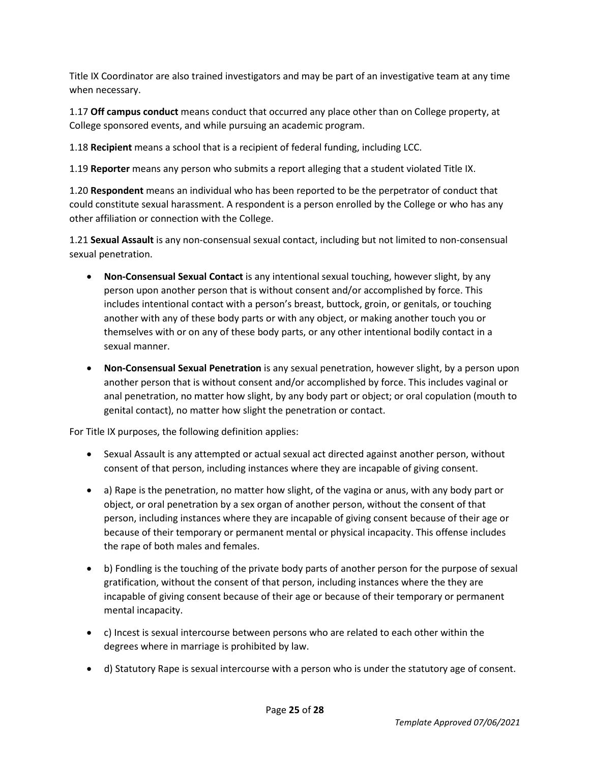Title IX Coordinator are also trained investigators and may be part of an investigative team at any time when necessary.

1.17 **Off campus conduct** means conduct that occurred any place other than on College property, at College sponsored events, and while pursuing an academic program.

1.18 **Recipient** means a school that is a recipient of federal funding, including LCC.

1.19 **Reporter** means any person who submits a report alleging that a student violated Title IX.

1.20 **Respondent** means an individual who has been reported to be the perpetrator of conduct that could constitute sexual harassment. A respondent is a person enrolled by the College or who has any other affiliation or connection with the College.

1.21 **Sexual Assault** is any non-consensual sexual contact, including but not limited to non-consensual sexual penetration.

- **Non-Consensual Sexual Contact** is any intentional sexual touching, however slight, by any person upon another person that is without consent and/or accomplished by force. This includes intentional contact with a person's breast, buttock, groin, or genitals, or touching another with any of these body parts or with any object, or making another touch you or themselves with or on any of these body parts, or any other intentional bodily contact in a sexual manner.
- **Non-Consensual Sexual Penetration** is any sexual penetration, however slight, by a person upon another person that is without consent and/or accomplished by force. This includes vaginal or anal penetration, no matter how slight, by any body part or object; or oral copulation (mouth to genital contact), no matter how slight the penetration or contact.

For Title IX purposes, the following definition applies:

- Sexual Assault is any attempted or actual sexual act directed against another person, without consent of that person, including instances where they are incapable of giving consent.
- a) Rape is the penetration, no matter how slight, of the vagina or anus, with any body part or object, or oral penetration by a sex organ of another person, without the consent of that person, including instances where they are incapable of giving consent because of their age or because of their temporary or permanent mental or physical incapacity. This offense includes the rape of both males and females.
- b) Fondling is the touching of the private body parts of another person for the purpose of sexual gratification, without the consent of that person, including instances where the they are incapable of giving consent because of their age or because of their temporary or permanent mental incapacity.
- c) Incest is sexual intercourse between persons who are related to each other within the degrees where in marriage is prohibited by law.
- d) Statutory Rape is sexual intercourse with a person who is under the statutory age of consent.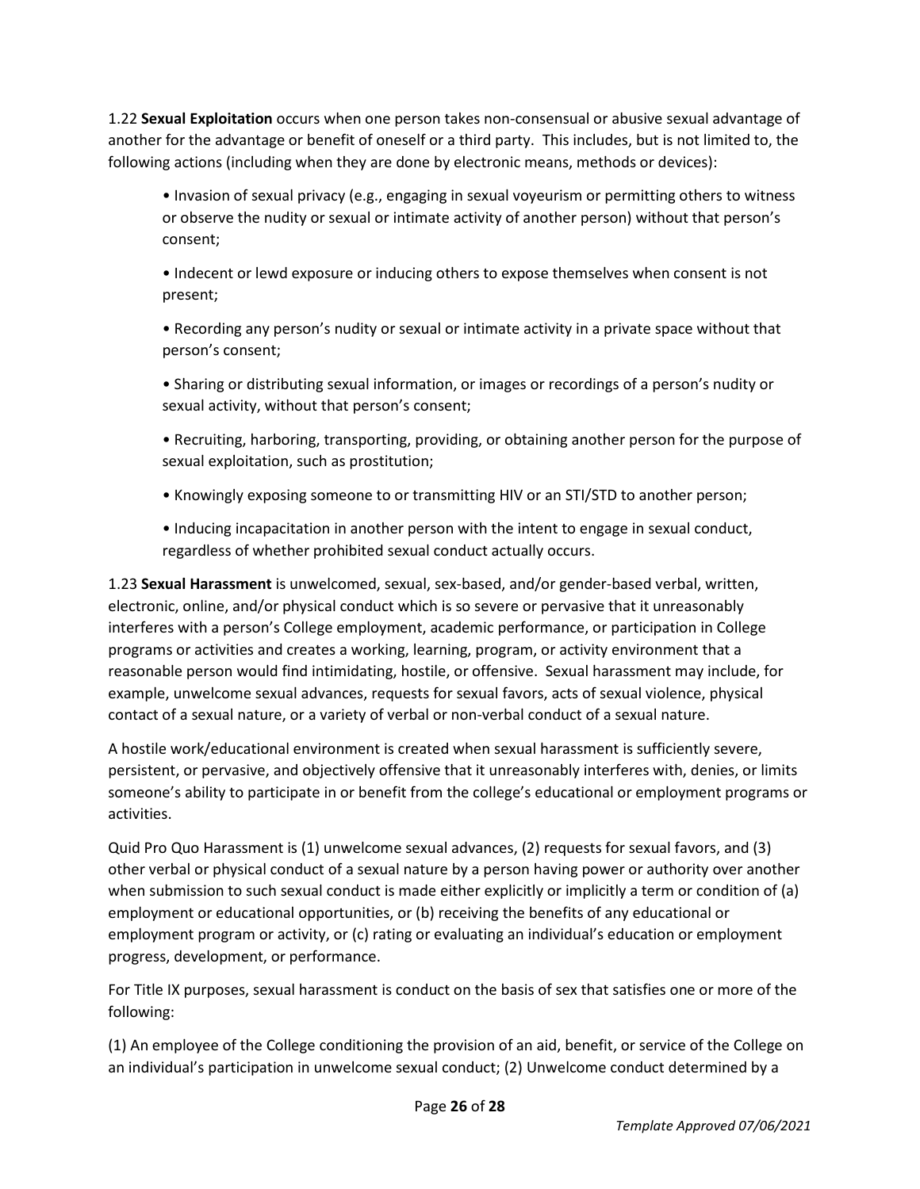1.22 **Sexual Exploitation** occurs when one person takes non-consensual or abusive sexual advantage of another for the advantage or benefit of oneself or a third party. This includes, but is not limited to, the following actions (including when they are done by electronic means, methods or devices):

- Invasion of sexual privacy (e.g., engaging in sexual voyeurism or permitting others to witness or observe the nudity or sexual or intimate activity of another person) without that person's consent;
- Indecent or lewd exposure or inducing others to expose themselves when consent is not present;
- Recording any person's nudity or sexual or intimate activity in a private space without that person's consent;
- Sharing or distributing sexual information, or images or recordings of a person's nudity or sexual activity, without that person's consent;
- Recruiting, harboring, transporting, providing, or obtaining another person for the purpose of sexual exploitation, such as prostitution;
- Knowingly exposing someone to or transmitting HIV or an STI/STD to another person;
- Inducing incapacitation in another person with the intent to engage in sexual conduct, regardless of whether prohibited sexual conduct actually occurs.

1.23 **Sexual Harassment** is unwelcomed, sexual, sex-based, and/or gender-based verbal, written, electronic, online, and/or physical conduct which is so severe or pervasive that it unreasonably interferes with a person's College employment, academic performance, or participation in College programs or activities and creates a working, learning, program, or activity environment that a reasonable person would find intimidating, hostile, or offensive. Sexual harassment may include, for example, unwelcome sexual advances, requests for sexual favors, acts of sexual violence, physical contact of a sexual nature, or a variety of verbal or non-verbal conduct of a sexual nature.

A hostile work/educational environment is created when sexual harassment is sufficiently severe, persistent, or pervasive, and objectively offensive that it unreasonably interferes with, denies, or limits someone's ability to participate in or benefit from the college's educational or employment programs or activities.

Quid Pro Quo Harassment is (1) unwelcome sexual advances, (2) requests for sexual favors, and (3) other verbal or physical conduct of a sexual nature by a person having power or authority over another when submission to such sexual conduct is made either explicitly or implicitly a term or condition of (a) employment or educational opportunities, or (b) receiving the benefits of any educational or employment program or activity, or (c) rating or evaluating an individual's education or employment progress, development, or performance.

For Title IX purposes, sexual harassment is conduct on the basis of sex that satisfies one or more of the following:

(1) An employee of the College conditioning the provision of an aid, benefit, or service of the College on an individual's participation in unwelcome sexual conduct; (2) Unwelcome conduct determined by a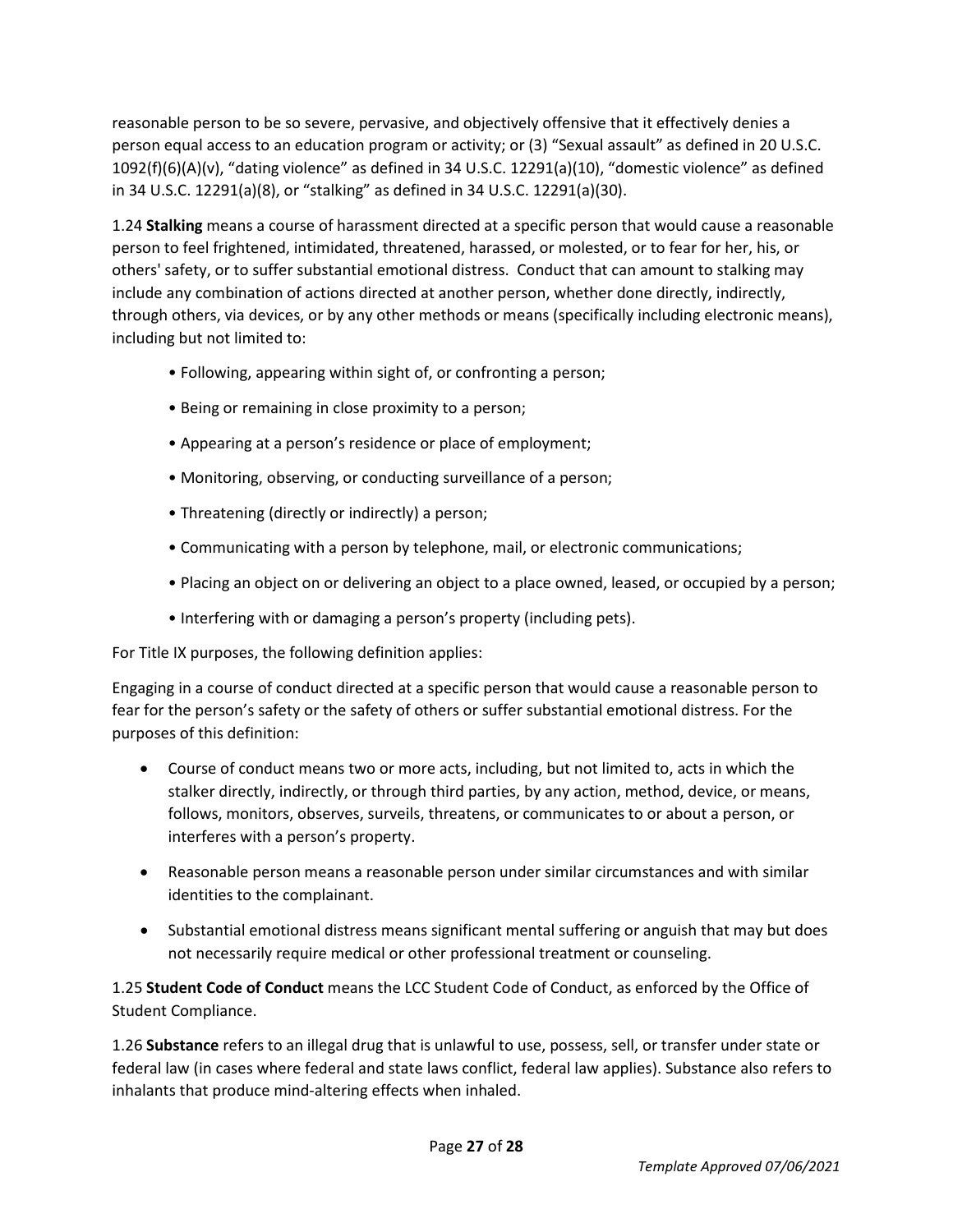reasonable person to be so severe, pervasive, and objectively offensive that it effectively denies a person equal access to an education program or activity; or (3) "Sexual assault" as defined in 20 U.S.C. 1092(f)(6)(A)(v), "dating violence" as defined in 34 U.S.C. 12291(a)(10), "domestic violence" as defined in 34 U.S.C. 12291(a)(8), or "stalking" as defined in 34 U.S.C. 12291(a)(30).

1.24 **Stalking** means a course of harassment directed at a specific person that would cause a reasonable person to feel frightened, intimidated, threatened, harassed, or molested, or to fear for her, his, or others' safety, or to suffer substantial emotional distress. Conduct that can amount to stalking may include any combination of actions directed at another person, whether done directly, indirectly, through others, via devices, or by any other methods or means (specifically including electronic means), including but not limited to:

- Following, appearing within sight of, or confronting a person;
- Being or remaining in close proximity to a person;
- Appearing at a person's residence or place of employment;
- Monitoring, observing, or conducting surveillance of a person;
- Threatening (directly or indirectly) a person;
- Communicating with a person by telephone, mail, or electronic communications;
- Placing an object on or delivering an object to a place owned, leased, or occupied by a person;
- Interfering with or damaging a person's property (including pets).

For Title IX purposes, the following definition applies:

Engaging in a course of conduct directed at a specific person that would cause a reasonable person to fear for the person's safety or the safety of others or suffer substantial emotional distress. For the purposes of this definition:

- Course of conduct means two or more acts, including, but not limited to, acts in which the stalker directly, indirectly, or through third parties, by any action, method, device, or means, follows, monitors, observes, surveils, threatens, or communicates to or about a person, or interferes with a person's property.
- Reasonable person means a reasonable person under similar circumstances and with similar identities to the complainant.
- Substantial emotional distress means significant mental suffering or anguish that may but does not necessarily require medical or other professional treatment or counseling.

1.25 **Student Code of Conduct** means the LCC Student Code of Conduct, as enforced by the Office of Student Compliance.

1.26 **Substance** refers to an illegal drug that is unlawful to use, possess, sell, or transfer under state or federal law (in cases where federal and state laws conflict, federal law applies). Substance also refers to inhalants that produce mind-altering effects when inhaled.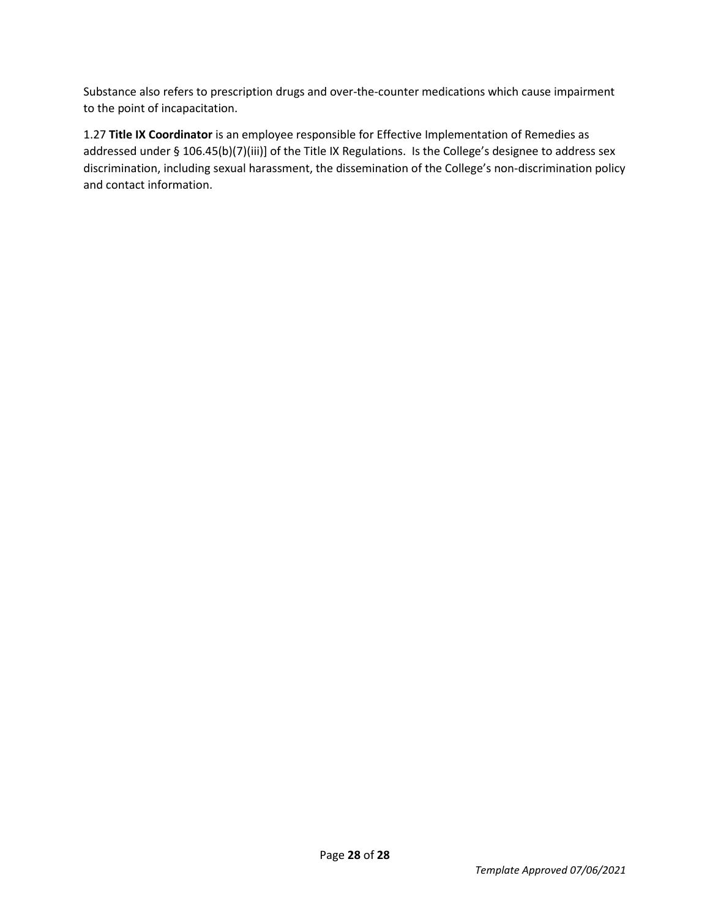Substance also refers to prescription drugs and over-the-counter medications which cause impairment to the point of incapacitation.

1.27 **Title IX Coordinator** is an employee responsible for Effective Implementation of Remedies as addressed under § 106.45(b)(7)(iii)] of the Title IX Regulations. Is the College's designee to address sex discrimination, including sexual harassment, the dissemination of the College's non-discrimination policy and contact information.

*Template Approved 07/06/2021*